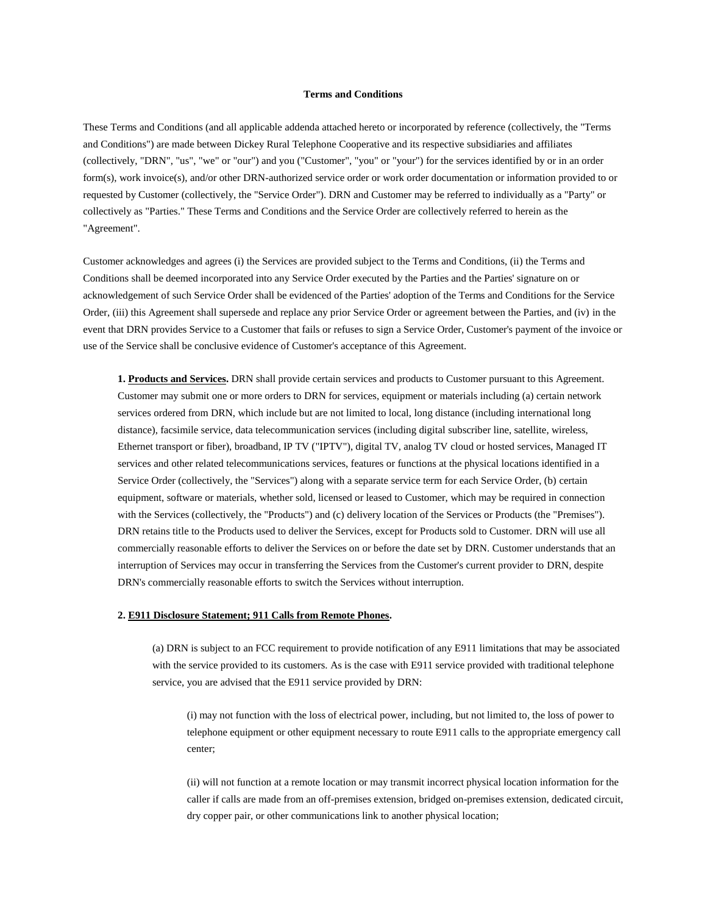# Terms and Conditions

These Terms and Conditions (and all applicable addenda attached hereto or incorporated by reference (collectively, the "Terms and Conditions") are made between Dickey Rural Telephone Cooperative and its respective subsidiaries and affiliates (collectively, "DRN", "us", "we" or "our") and you ("Customer", "you" or "your") for the services identified by or in an order form(s), work invoice(s), and/or other DRN-authorized service order or work order documentation or information provided to or requested by Customer (collectively, the "Service Order"). DRN and Customer may be referred to individually as a "Party" or collectively as "Parties." These Terms and Conditions and the Service Order are collectively referred to herein as the "Agreement".

Customer acknowledges and agrees (i) the Services are provided subject to the Terms and Conditions, (ii) the Terms and Conditions shall be deemed incorporated into any Service Order executed by the Parties and the Parties' signature on or acknowledgement of such Service Order shall be evidenced of the Parties' adoption of the Terms and Conditions for the Service Order, (iii) this Agreement shall supersede and replace any prior Service Order or agreement between the Parties, and (iv) in the event that DRN provides Service to a Customer that fails or refuses to sign a Service Order, Customer's payment of the invoice or use of the Service shall be conclusive evidence of Customer's acceptance of this Agreement.

**1. Products and Services.** DRN shall provide certain services and products to Customer pursuant to this Agreement. Customer may submit one or more orders to DRN for services, equipment or materials including (a) certain network services ordered from DRN, which include but are not limited to local, long distance (including international long distance), facsimile service, data telecommunication services (including digital subscriber line, satellite, wireless, Ethernet transport or fiber), broadband, IP TV ("IPTV"), digital TV, analog TV cloud or hosted services, Managed IT services and other related telecommunications services, features or functions at the physical locations identified in a Service Order (collectively, the "Services") along with a separate service term for each Service Order, (b) certain equipment, software or materials, whether sold, licensed or leased to Customer, which may be required in connection with the Services (collectively, the "Products") and (c) delivery location of the Services or Products (the "Premises"). DRN retains title to the Products used to deliver the Services, except for Products sold to Customer. DRN will use all commercially reasonable efforts to deliver the Services on or before the date set by DRN. Customer understands that an interruption of Services may occur in transferring the Services from the Customer's current provider to DRN, despite DRN's commercially reasonable efforts to switch the Services without interruption.

**2. E911 Disclosure Statement; 911 Calls from Remote Phones.**

(a) DRN is subject to an FCC requirement to provide notification of any E911 limitations that may be associated with the service provided to its customers. As is the case with E911 service provided with traditional telephone service, you are advised that the E911 service provided by DRN:

(i) may not function with the loss of electrical power, including, but not limited to, the loss of power to telephone equipment or other equipment necessary to route E911 calls to the appropriate emergency call center;

(ii) will not function at a remote location or may transmit incorrect physical location information for the caller if calls are made from an off-premises extension, bridged on-premises extension, dedicated circuit, dry copper pair, or other communications link to another physical location;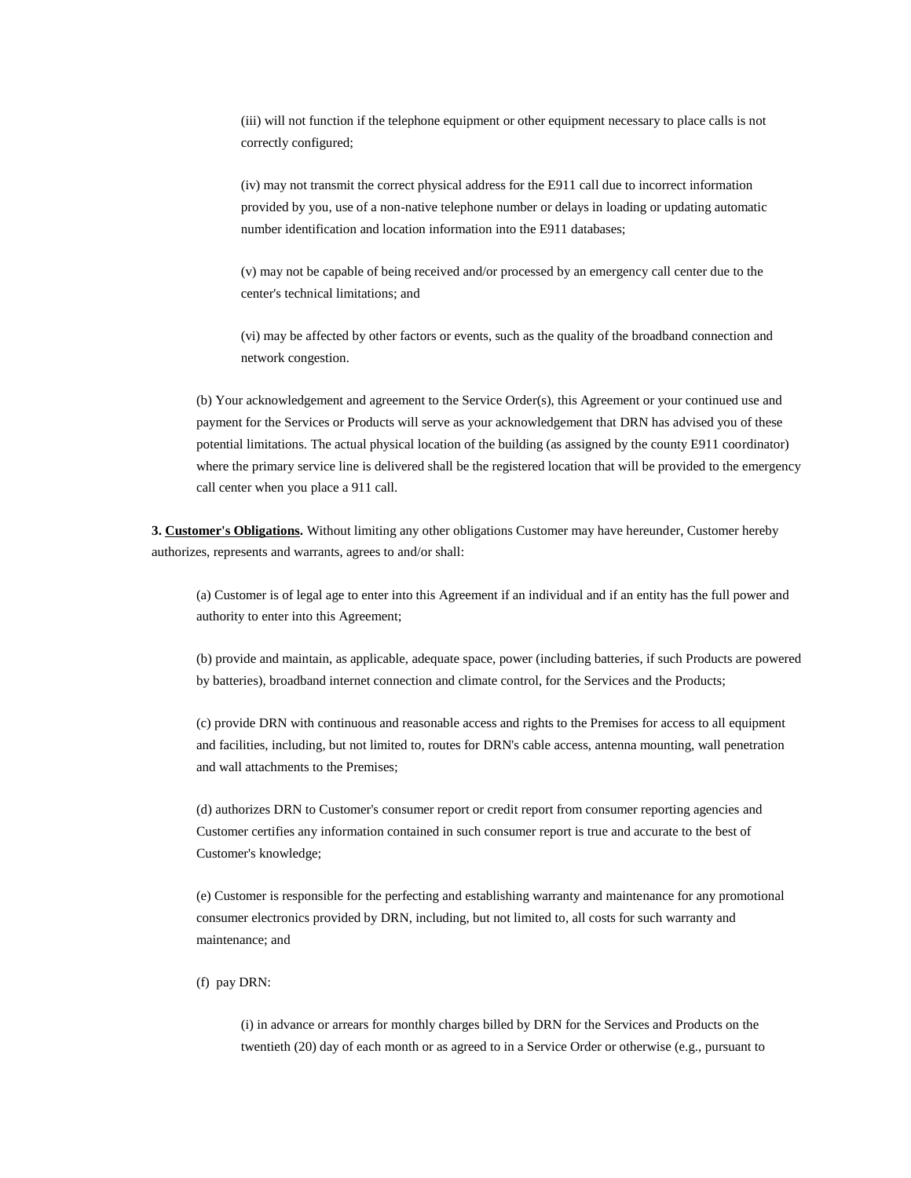(iii) will not function if the telephone equipment or other equipment necessary to place calls is not correctly configured;

(iv) may not transmit the correct physical address for the E911 call due to incorrect information provided by you, use of a non-native telephone number or delays in loading or updating automatic number identification and location information into the E911 databases;

(v) may not be capable of being received and/or processed by an emergency call center due to the center's technical limitations; and

(vi) may be affected by other factors or events, such as the quality of the broadband connection and network congestion.

(b) Your acknowledgement and agreement to the Service Order(s), this Agreement or your continued use and payment for the Services or Products will serve as your acknowledgement that DRN has advised you of these potential limitations. The actual physical location of the building (as assigned by the county E911 coordinator) where the primary service line is delivered shall be the registered location that will be provided to the emergency call center when you place a 911 call.

**3. <u>Customer's Obligations</u>.** Without limiting any other obligations Customer may have hereunder, Customer hereby authorizes, represents and warrants, agrees to and/or shall:

(a) Customer is of legal age to enter into this Agreement if an individual and if an entity has the full power and authority to enter into this Agreement;

(b) provide and maintain, as applicable, adequate space, power (including batteries, if such Products are powered by batteries), broadband internet connection and climate control, for the Services and the Products;

(c) provide DRN with continuous and reasonable access and rights to the Premises for access to all equipment and facilities, including, but not limited to, routes for DRN's cable access, antenna mounting, wall penetration and wall attachments to the Premises;

(d) authorizes DRN to Customer's consumer report or credit report from consumer reporting agencies and Customer certifies any information contained in such consumer report is true and accurate to the best of Customer's knowledge;

(e) Customer is responsible for the perfecting and establishing warranty and maintenance for any promotional consumer electronics provided by DRN, including, but not limited to, all costs for such warranty and maintenance; and

(f) pay DRN:

(i) in advance or arrears for monthly charges billed by DRN for the Services and Products on the twentieth (20) day of each month or as agreed to in a Service Order or otherwise (e.g., pursuant to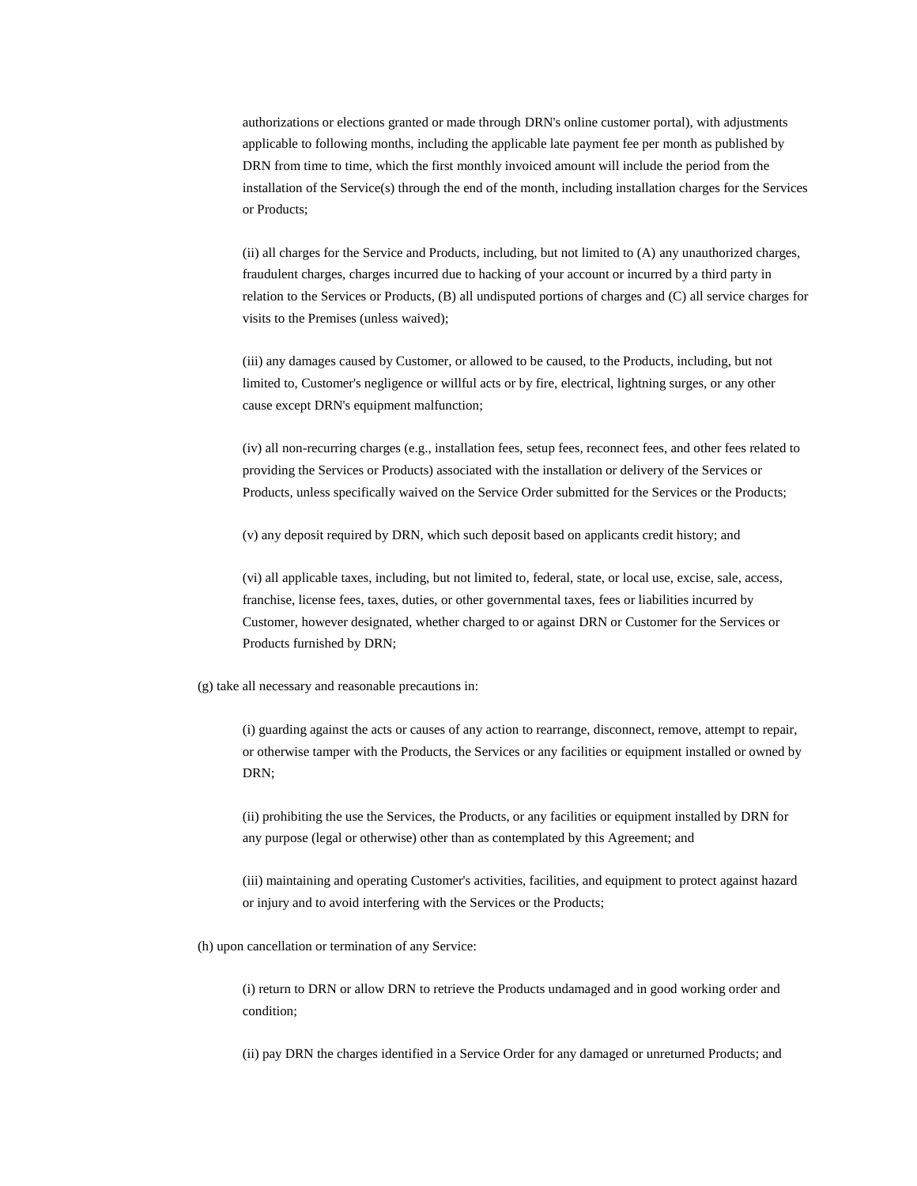authorizations or elections granted or made through DRN's online customer portal), with adjustments applicable to following months, including the applicable late payment fee per month as published by DRN from time to time, which the first monthly invoiced amount will include the period from the installation of the Service(s) through the end of the month, including installation charges for the Services or Products;

(ii) all charges for the Service and Products, including, but not limited to (A) any unauthorized charges, fraudulent charges, charges incurred due to hacking of your account or incurred by a third party in relation to the Services or Products, (B) all undisputed portions of charges and (C) all service charges for visits to the Premises (unless waived);

(iii) any damages caused by Customer, or allowed to be caused, to the Products, including, but not limited to, Customer's negligence or willful acts or by fire, electrical, lightning surges, or any other cause except DRN's equipment malfunction;

(iv) all non-recurring charges (e.g., installation fees, setup fees, reconnect fees, and other fees related to providing the Services or Products) associated with the installation or delivery of the Services or Products, unless specifically waived on the Service Order submitted for the Services or the Products;

(v) any deposit required by DRN, which such deposit based on applicants credit history; and

(vi) all applicable taxes, including, but not limited to, federal, state, or local use, excise, sale, access, franchise, license fees, taxes, duties, or other governmental taxes, fees or liabilities incurred by Customer, however designated, whether charged to or against DRN or Customer for the Services or Products furnished by DRN;

(g) take all necessary and reasonable precautions in:

(i) guarding against the acts or causes of any action to rearrange, disconnect, remove, attempt to repair, or otherwise tamper with the Products, the Services or any facilities or equipment installed or owned by DRN;

(ii) prohibiting the use the Services, the Products, or any facilities or equipment installed by DRN for any purpose (legal or otherwise) other than as contemplated by this Agreement; and

(iii) maintaining and operating Customer's activities, facilities, and equipment to protect against hazard or injury and to avoid interfering with the Services or the Products;

(h) upon cancellation or termination of any Service:

(i) return to DRN or allow DRN to retrieve the Products undamaged and in good working order and condition;

(ii) pay DRN the charges identified in a Service Order for any damaged or unreturned Products; and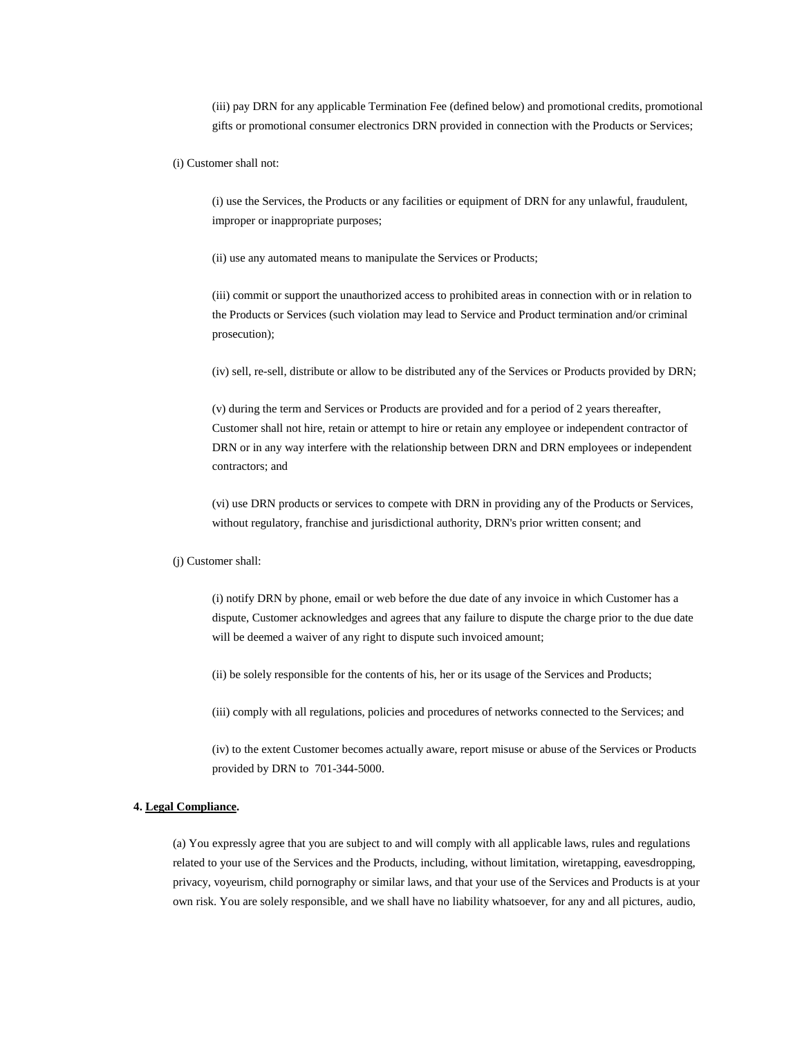(iii) pay DRN for any applicable Termination Fee (defined below) and promotional credits, promotional gifts or promotional consumer electronics DRN provided in connection with the Products or Services;

(i) Customer shall not:

(i) use the Services, the Products or any facilities or equipment of DRN for any unlawful, fraudulent, improper or inappropriate purposes;

(ii) use any automated means to manipulate the Services or Products;

(iii) commit or support the unauthorized access to prohibited areas in connection with or in relation to the Products or Services (such violation may lead to Service and Product termination and/or criminal prosecution);

(iv) sell, re-sell, distribute or allow to be distributed any of the Services or Products provided by DRN;

(v) during the term and Services or Products are provided and for a period of 2 years thereafter, Customer shall not hire, retain or attempt to hire or retain any employee or independent contractor of DRN or in any way interfere with the relationship between DRN and DRN employees or independent contractors; and

(vi) use DRN products or services to compete with DRN in providing any of the Products or Services, without regulatory, franchise and jurisdictional authority, DRN's prior written consent; and

(j) Customer shall:

(i) notify DRN by phone, email or web before the due date of any invoice in which Customer has a dispute, Customer acknowledges and agrees that any failure to dispute the charge prior to the due date will be deemed a waiver of any right to dispute such invoiced amount;

(ii) be solely responsible for the contents of his, her or its usage of the Services and Products;

(iii) comply with all regulations, policies and procedures of networks connected to the Services; and

(iv) to the extent Customer becomes actually aware, report misuse or abuse of the Services or Products provided by DRN to 701-344-5000.

**4. Legal Compliance.**

(a) You expressly agree that you are subject to and will comply with all applicable laws, rules and regulations related to your use of the Services and the Products, including, without limitation, wiretapping, eavesdropping, privacy, voyeurism, child pornography or similar laws, and that your use of the Services and Products is at your own risk. You are solely responsible, and we shall have no liability whatsoever, for any and all pictures, audio,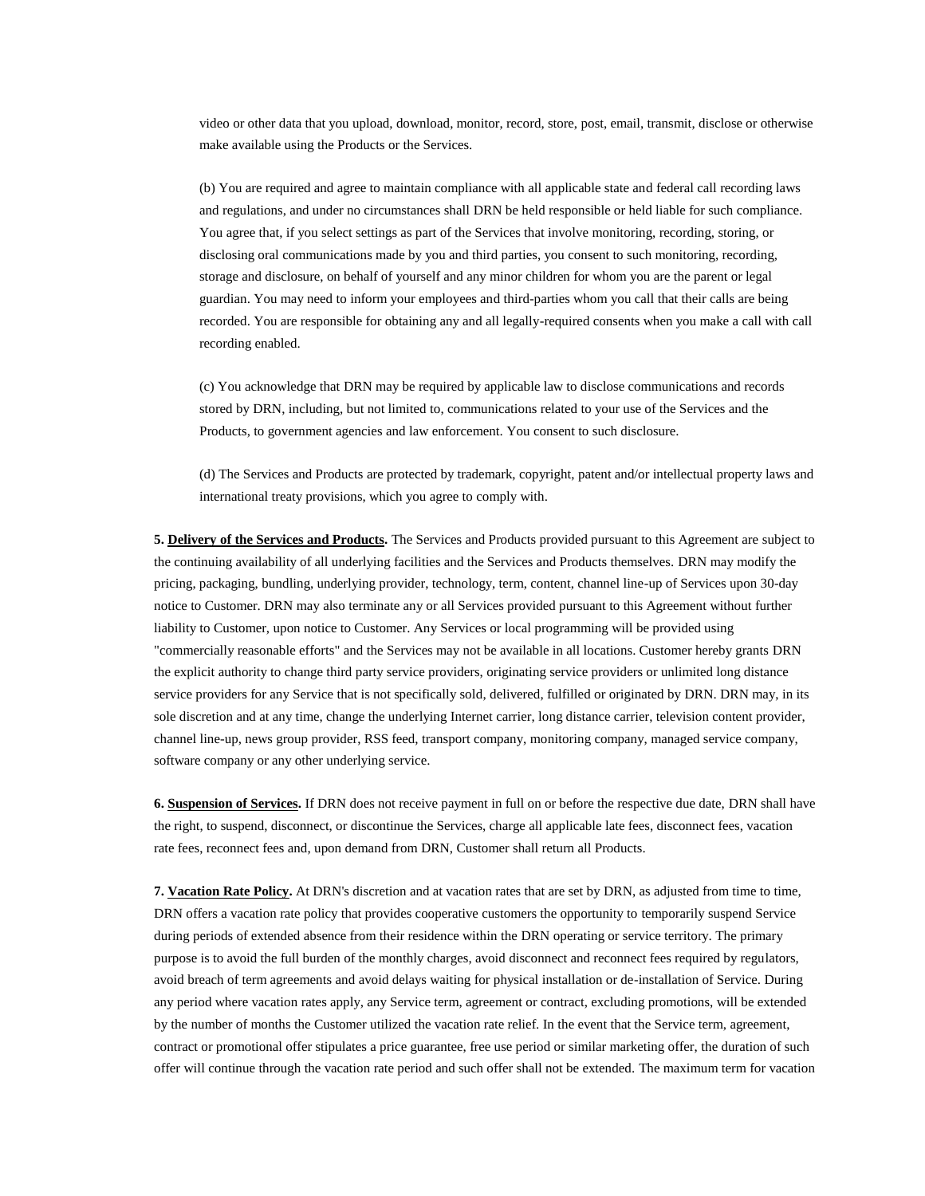video or other data that you upload, download, monitor, record, store, post, email, transmit, disclose or otherwise make available using the Products or the Services.

(b) You are required and agree to maintain compliance with all applicable state and federal call recording laws and regulations, and under no circumstances shall DRN be held responsible or held liable for such compliance. You agree that, if you select settings as part of the Services that involve monitoring, recording, storing, or disclosing oral communications made by you and third parties, you consent to such monitoring, recording, storage and disclosure, on behalf of yourself and any minor children for whom you are the parent or legal guardian. You may need to inform your employees and third-parties whom you call that their calls are being recorded. You are responsible for obtaining any and all legally-required consents when you make a call with call recording enabled.

(c) You acknowledge that DRN may be required by applicable law to disclose communications and records stored by DRN, including, but not limited to, communications related to your use of the Services and the Products, to government agencies and law enforcement. You consent to such disclosure.

(d) The Services and Products are protected by trademark, copyright, patent and/or intellectual property laws and international treaty provisions, which you agree to comply with.

**5. Delivery of the Services and Products.** The Services and Products provided pursuant to this Agreement are subject to the continuing availability of all underlying facilities and the Services and Products themselves. DRN may modify the pricing, packaging, bundling, underlying provider, technology, term, content, channel line-up of Services upon 30-day notice to Customer. DRN may also terminate any or all Services provided pursuant to this Agreement without further liability to Customer, upon notice to Customer. Any Services or local programming will be provided using "commercially reasonable efforts" and the Services may not be available in all locations. Customer hereby grants DRN the explicit authority to change third party service providers, originating service providers or unlimited long distance service providers for any Service that is not specifically sold, delivered, fulfilled or originated by DRN. DRN may, in its sole discretion and at any time, change the underlying Internet carrier, long distance carrier, television content provider, channel line-up, news group provider, RSS feed, transport company, monitoring company, managed service company, software company or any other underlying service.

**6. Suspension of Services.** If DRN does not receive payment in full on or before the respective due date, DRN shall have the right, to suspend, disconnect, or discontinue the Services, charge all applicable late fees, disconnect fees, vacation rate fees, reconnect fees and, upon demand from DRN, Customer shall return all Products.

**7. Vacation Rate Policy.** At DRN's discretion and at vacation rates that are set by DRN, as adjusted from time to time, DRN offers a vacation rate policy that provides cooperative customers the opportunity to temporarily suspend Service during periods of extended absence from their residence within the DRN operating or service territory. The primary purpose is to avoid the full burden of the monthly charges, avoid disconnect and reconnect fees required by regulators, avoid breach of term agreements and avoid delays waiting for physical installation or de-installation of Service. During any period where vacation rates apply, any Service term, agreement or contract, excluding promotions, will be extended by the number of months the Customer utilized the vacation rate relief. In the event that the Service term, agreement, contract or promotional offer stipulates a price guarantee, free use period or similar marketing offer, the duration of such offer will continue through the vacation rate period and such offer shall not be extended. The maximum term for vacation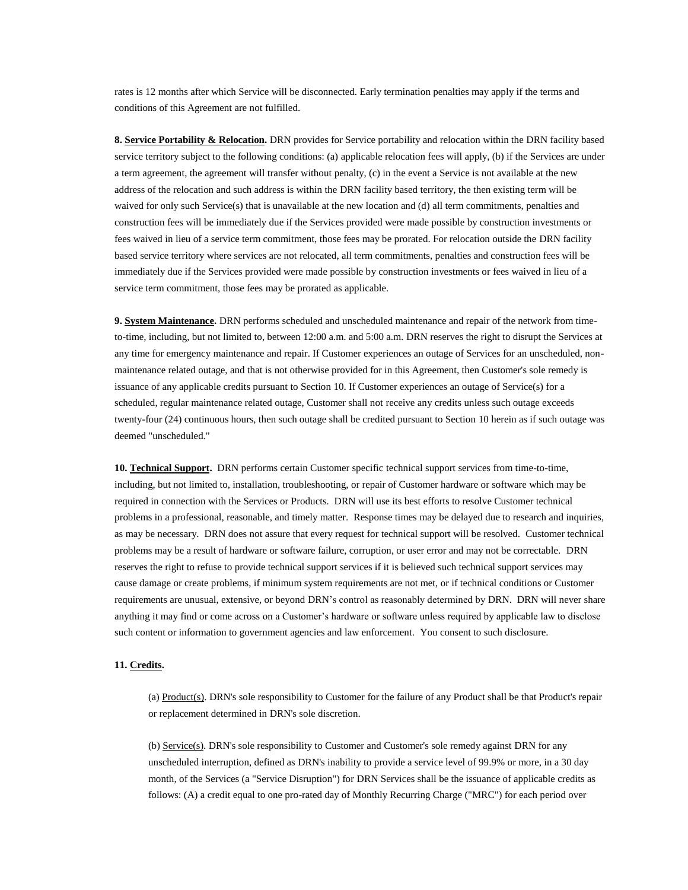rates is 12 months after which Service will be disconnected. Early termination penalties may apply if the terms and conditions of this Agreement are not fulfilled.

**8. Service Portability & Relocation.** DRN provides for Service portability and relocation within the DRN facility based service territory subject to the following conditions: (a) applicable relocation fees will apply, (b) if the Services are under a term agreement, the agreement will transfer without penalty, (c) in the event a Service is not available at the new address of the relocation and such address is within the DRN facility based territory, the then existing term will be waived for only such Service(s) that is unavailable at the new location and (d) all term commitments, penalties and construction fees will be immediately due if the Services provided were made possible by construction investments or fees waived in lieu of a service term commitment, those fees may be prorated. For relocation outside the DRN facility based service territory where services are not relocated, all term commitments, penalties and construction fees will be immediately due if the Services provided were made possible by construction investments or fees waived in lieu of a service term commitment, those fees may be prorated as applicable.

**9. System Maintenance.** DRN performs scheduled and unscheduled maintenance and repair of the network from time-to-time, including, but not limited to, between 12:00 a.m. and 5:00 a.m. DRN reserves the right to disrupt the Services at any time for emergency maintenance and repair. If Customer experiences an outage of Services for an unscheduled, non-maintenance related outage, and that is not otherwise provided for in this Agreement, then Customer's sole remedy is issuance of any applicable credits pursuant to Section 10. If Customer experiences an outage of Service(s) for a scheduled, regular maintenance related outage, Customer shall not receive any credits unless such outage exceeds twenty-four (24) continuous hours, then such outage shall be credited pursuant to Section 10 herein as if such outage was deemed "unscheduled."

**10. Technical Support.** DRN performs certain Customer specific technical support services from time-to-time, including, but not limited to, installation, troubleshooting, or repair of Customer hardware or software which may be required in connection with the Services or Products. DRN will use its best efforts to resolve Customer technical problems in a professional, reasonable, and timely matter. Response times may be delayed due to research and inquiries, as may be necessary. DRN does not assure that every request for technical support will be resolved. Customer technical problems may be a result of hardware or software failure, corruption, or user error and may not be correctable. DRN reserves the right to refuse to provide technical support services if it is believed such technical support services may cause damage or create problems, if minimum system requirements are not met, or if technical conditions or Customer requirements are unusual, extensive, or beyond DRN's control as reasonably determined by DRN. DRN will never share anything it may find or come across on a Customer's hardware or software unless required by applicable law to disclose such content or information to government agencies and law enforcement. You consent to such disclosure.

**11. Credits.**

(a) Product(s). DRN's sole responsibility to Customer for the failure of any Product shall be that Product's repair or replacement determined in DRN's sole discretion.

(b) Service(s). DRN's sole responsibility to Customer and Customer's sole remedy against DRN for any unscheduled interruption, defined as DRN's inability to provide a service level of 99.9% or more, in a 30 day month, of the Services (a "Service Disruption") for DRN Services shall be the issuance of applicable credits as follows: (A) a credit equal to one pro-rated day of Monthly Recurring Charge ("MRC") for each period over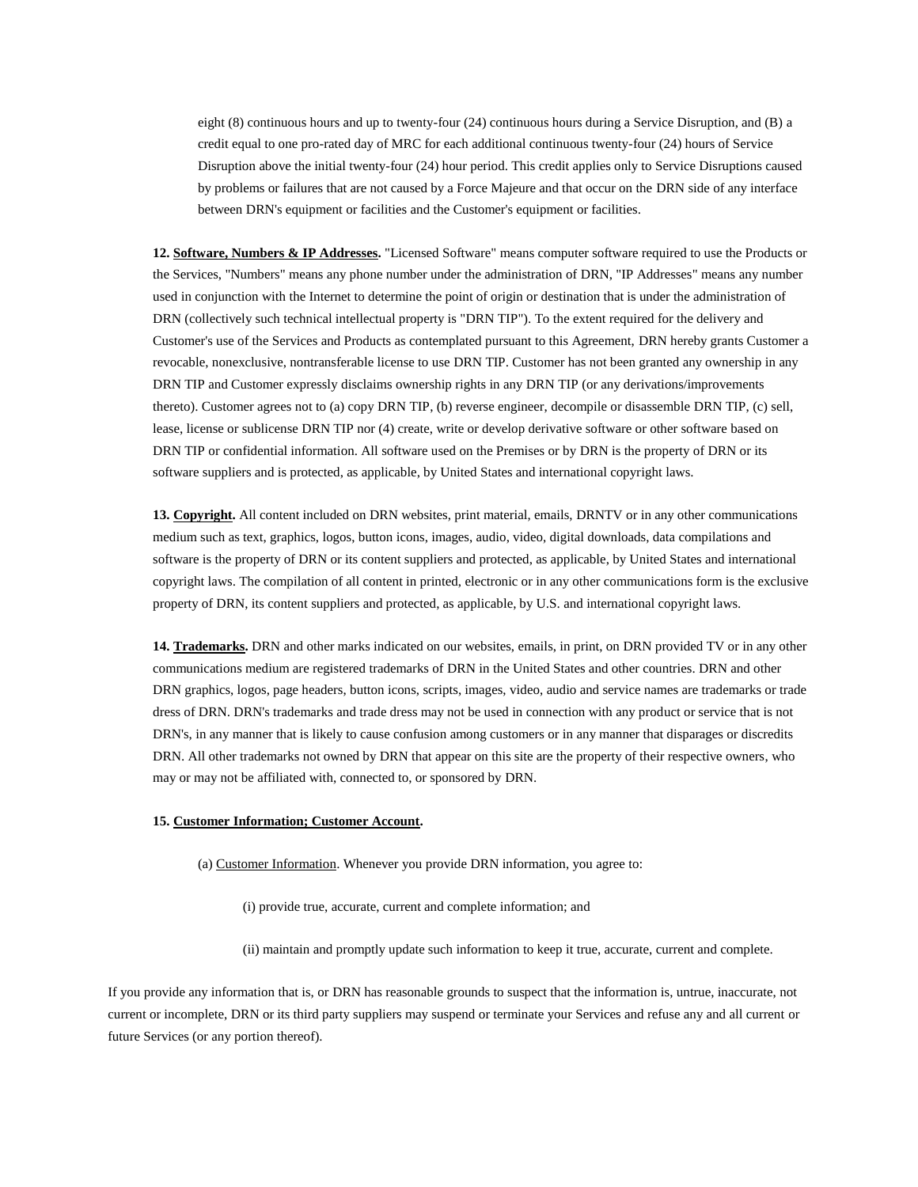eight (8) continuous hours and up to twenty-four (24) continuous hours during a Service Disruption, and (B) a credit equal to one pro-rated day of MRC for each additional continuous twenty-four (24) hours of Service Disruption above the initial twenty-four (24) hour period. This credit applies only to Service Disruptions caused by problems or failures that are not caused by a Force Majeure and that occur on the DRN side of any interface between DRN's equipment or facilities and the Customer's equipment or facilities.

**12. Software, Numbers & IP Addresses.** "Licensed Software" means computer software required to use the Products or the Services, "Numbers" means any phone number under the administration of DRN, "IP Addresses" means any number used in conjunction with the Internet to determine the point of origin or destination that is under the administration of DRN (collectively such technical intellectual property is "DRN TIP"). To the extent required for the delivery and Customer's use of the Services and Products as contemplated pursuant to this Agreement, DRN hereby grants Customer a revocable, nonexclusive, nontransferable license to use DRN TIP. Customer has not been granted any ownership in any DRN TIP and Customer expressly disclaims ownership rights in any DRN TIP (or any derivations/improvements thereto). Customer agrees not to (a) copy DRN TIP, (b) reverse engineer, decompile or disassemble DRN TIP, (c) sell, lease, license or sublicense DRN TIP nor (4) create, write or develop derivative software or other software based on DRN TIP or confidential information. All software used on the Premises or by DRN is the property of DRN or its software suppliers and is protected, as applicable, by United States and international copyright laws.

**13. Copyright.** All content included on DRN websites, print material, emails, DRNTV or in any other communications medium such as text, graphics, logos, button icons, images, audio, video, digital downloads, data compilations and software is the property of DRN or its content suppliers and protected, as applicable, by United States and international copyright laws. The compilation of all content in printed, electronic or in any other communications form is the exclusive property of DRN, its content suppliers and protected, as applicable, by U.S. and international copyright laws.

**14. Trademarks.** DRN and other marks indicated on our websites, emails, in print, on DRN provided TV or in any other communications medium are registered trademarks of DRN in the United States and other countries. DRN and other DRN graphics, logos, page headers, button icons, scripts, images, video, audio and service names are trademarks or trade dress of DRN. DRN's trademarks and trade dress may not be used in connection with any product or service that is not DRN's, in any manner that is likely to cause confusion among customers or in any manner that disparages or discredits DRN. All other trademarks not owned by DRN that appear on this site are the property of their respective owners, who may or may not be affiliated with, connected to, or sponsored by DRN.

**15. Customer Information; Customer Account.**

(a) Customer Information. Whenever you provide DRN information, you agree to:

(i) provide true, accurate, current and complete information; and

(ii) maintain and promptly update such information to keep it true, accurate, current and complete.

If you provide any information that is, or DRN has reasonable grounds to suspect that the information is, untrue, inaccurate, not current or incomplete, DRN or its third party suppliers may suspend or terminate your Services and refuse any and all current or future Services (or any portion thereof).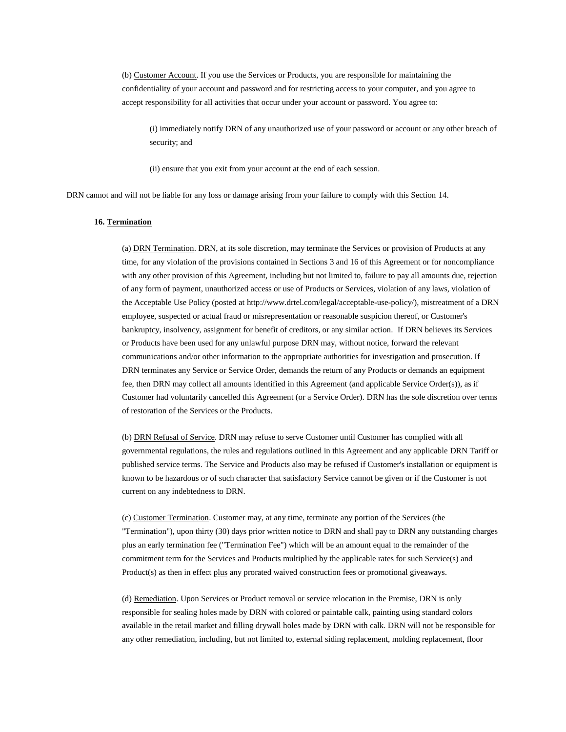(b) Customer Account. If you use the Services or Products, you are responsible for maintaining the confidentiality of your account and password and for restricting access to your computer, and you agree to accept responsibility for all activities that occur under your account or password. You agree to:

(i) immediately notify DRN of any unauthorized use of your password or account or any other breach of security; and

(ii) ensure that you exit from your account at the end of each session.

DRN cannot and will not be liable for any loss or damage arising from your failure to comply with this Section 14.

**16. Termination**

(a) DRN Termination. DRN, at its sole discretion, may terminate the Services or provision of Products at any time, for any violation of the provisions contained in Sections 3 and 16 of this Agreement or for noncompliance with any other provision of this Agreement, including but not limited to, failure to pay all amounts due, rejection of any form of payment, unauthorized access or use of Products or Services, violation of any laws, violation of the Acceptable Use Policy (posted at http://www.drtel.com/legal/acceptable-use-policy/), mistreatment of a DRN employee, suspected or actual fraud or misrepresentation or reasonable suspicion thereof, or Customer's bankruptcy, insolvency, assignment for benefit of creditors, or any similar action. If DRN believes its Services or Products have been used for any unlawful purpose DRN may, without notice, forward the relevant communications and/or other information to the appropriate authorities for investigation and prosecution. If DRN terminates any Service or Service Order, demands the return of any Products or demands an equipment fee, then DRN may collect all amounts identified in this Agreement (and applicable Service Order(s)), as if Customer had voluntarily cancelled this Agreement (or a Service Order). DRN has the sole discretion over terms of restoration of the Services or the Products.

(b) DRN Refusal of Service. DRN may refuse to serve Customer until Customer has complied with all governmental regulations, the rules and regulations outlined in this Agreement and any applicable DRN Tariff or published service terms. The Service and Products also may be refused if Customer's installation or equipment is known to be hazardous or of such character that satisfactory Service cannot be given or if the Customer is not current on any indebtedness to DRN.

(c) Customer Termination. Customer may, at any time, terminate any portion of the Services (the "Termination"), upon thirty (30) days prior written notice to DRN and shall pay to DRN any outstanding charges plus an early termination fee ("Termination Fee") which will be an amount equal to the remainder of the commitment term for the Services and Products multiplied by the applicable rates for such Service(s) and Product(s) as then in effect plus any prorated waived construction fees or promotional giveaways.

(d) Remediation. Upon Services or Product removal or service relocation in the Premise, DRN is only responsible for sealing holes made by DRN with colored or paintable calk, painting using standard colors available in the retail market and filling drywall holes made by DRN with calk. DRN will not be responsible for any other remediation, including, but not limited to, external siding replacement, molding replacement, floor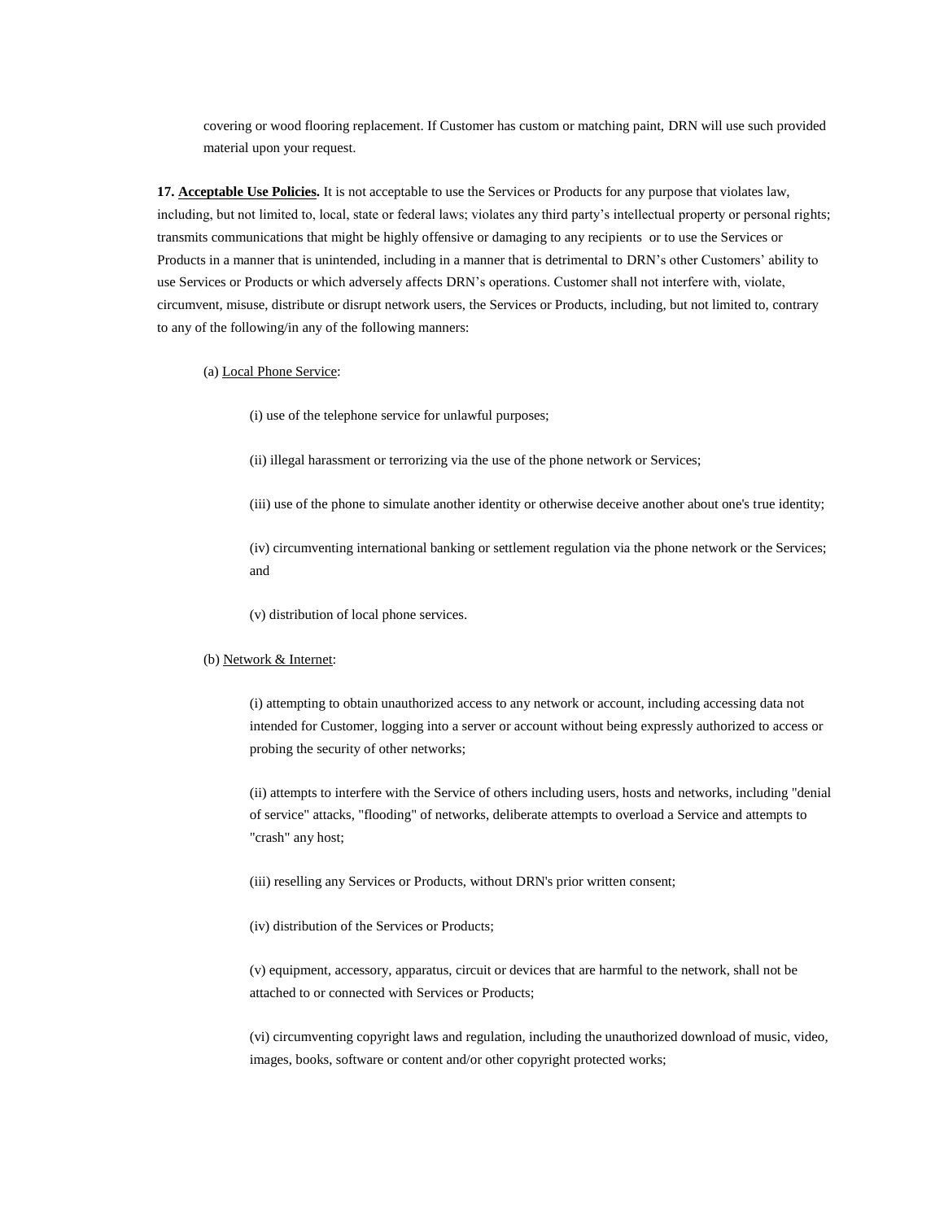covering or wood flooring replacement. If Customer has custom or matching paint, DRN will use such provided material upon your request.

**17. <u>Acceptable Use Policies</u>.** It is not acceptable to use the Services or Products for any purpose that violates law, including, but not limited to, local, state or federal laws; violates any third party's intellectual property or personal rights; transmits communications that might be highly offensive or damaging to any recipients or to use the Services or Products in a manner that is unintended, including in a manner that is detrimental to DRN's other Customers' ability to use Services or Products or which adversely affects DRN's operations. Customer shall not interfere with, violate, circumvent, misuse, distribute or disrupt network users, the Services or Products, including, but not limited to, contrary to any of the following/in any of the following manners:

(a) <u>Local Phone Service</u>:

(i) use of the telephone service for unlawful purposes;

(ii) illegal harassment or terrorizing via the use of the phone network or Services;

(iii) use of the phone to simulate another identity or otherwise deceive another about one's true identity;

(iv) circumventing international banking or settlement regulation via the phone network or the Services; and

(v) distribution of local phone services.

(b) <u>Network & Internet</u>:

(i) attempting to obtain unauthorized access to any network or account, including accessing data not intended for Customer, logging into a server or account without being expressly authorized to access or probing the security of other networks;

(ii) attempts to interfere with the Service of others including users, hosts and networks, including "denial of service" attacks, "flooding" of networks, deliberate attempts to overload a Service and attempts to "crash" any host;

(iii) reselling any Services or Products, without DRN's prior written consent;

(iv) distribution of the Services or Products;

(v) equipment, accessory, apparatus, circuit or devices that are harmful to the network, shall not be attached to or connected with Services or Products;

(vi) circumventing copyright laws and regulation, including the unauthorized download of music, video, images, books, software or content and/or other copyright protected works;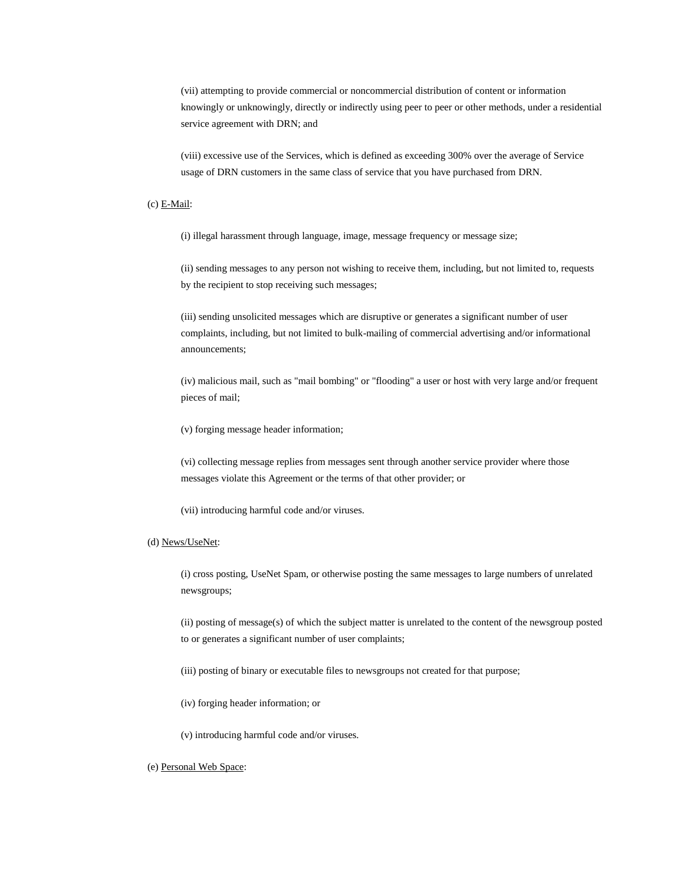(vii) attempting to provide commercial or noncommercial distribution of content or information knowingly or unknowingly, directly or indirectly using peer to peer or other methods, under a residential service agreement with DRN; and

(viii) excessive use of the Services, which is defined as exceeding 300% over the average of Service usage of DRN customers in the same class of service that you have purchased from DRN.

(c) <u>E-Mail</u>:

(i) illegal harassment through language, image, message frequency or message size;

(ii) sending messages to any person not wishing to receive them, including, but not limited to, requests by the recipient to stop receiving such messages;

(iii) sending unsolicited messages which are disruptive or generates a significant number of user complaints, including, but not limited to bulk-mailing of commercial advertising and/or informational announcements;

(iv) malicious mail, such as "mail bombing" or "flooding" a user or host with very large and/or frequent pieces of mail;

(v) forging message header information;

(vi) collecting message replies from messages sent through another service provider where those messages violate this Agreement or the terms of that other provider; or

(vii) introducing harmful code and/or viruses.

(d) <u>News/UseNet</u>:

(i) cross posting, UseNet Spam, or otherwise posting the same messages to large numbers of unrelated newsgroups;

(ii) posting of message(s) of which the subject matter is unrelated to the content of the newsgroup posted to or generates a significant number of user complaints;

(iii) posting of binary or executable files to newsgroups not created for that purpose;

(iv) forging header information; or

(v) introducing harmful code and/or viruses.

(e) <u>Personal Web Space</u>: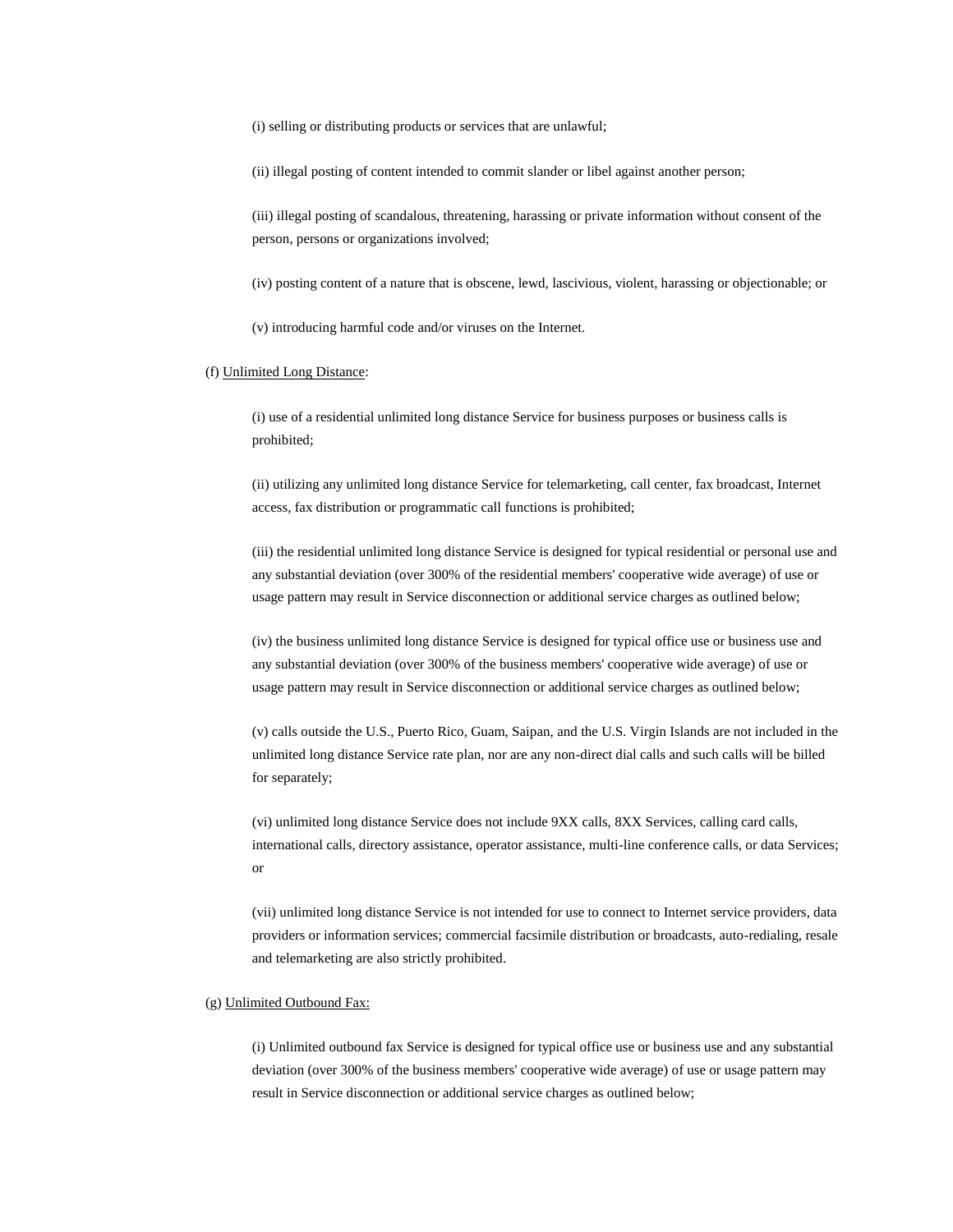(i) selling or distributing products or services that are unlawful;

(ii) illegal posting of content intended to commit slander or libel against another person;

(iii) illegal posting of scandalous, threatening, harassing or private information without consent of the person, persons or organizations involved;

(iv) posting content of a nature that is obscene, lewd, lascivious, violent, harassing or objectionable; or

(v) introducing harmful code and/or viruses on the Internet.

(f) Unlimited Long Distance:

(i) use of a residential unlimited long distance Service for business purposes or business calls is prohibited;

(ii) utilizing any unlimited long distance Service for telemarketing, call center, fax broadcast, Internet access, fax distribution or programmatic call functions is prohibited;

(iii) the residential unlimited long distance Service is designed for typical residential or personal use and any substantial deviation (over 300% of the residential members' cooperative wide average) of use or usage pattern may result in Service disconnection or additional service charges as outlined below;

(iv) the business unlimited long distance Service is designed for typical office use or business use and any substantial deviation (over 300% of the business members' cooperative wide average) of use or usage pattern may result in Service disconnection or additional service charges as outlined below;

(v) calls outside the U.S., Puerto Rico, Guam, Saipan, and the U.S. Virgin Islands are not included in the unlimited long distance Service rate plan, nor are any non-direct dial calls and such calls will be billed for separately;

(vi) unlimited long distance Service does not include 9XX calls, 8XX Services, calling card calls, international calls, directory assistance, operator assistance, multi-line conference calls, or data Services; or

(vii) unlimited long distance Service is not intended for use to connect to Internet service providers, data providers or information services; commercial facsimile distribution or broadcasts, auto-redialing, resale and telemarketing are also strictly prohibited.

(g) Unlimited Outbound Fax:

(i) Unlimited outbound fax Service is designed for typical office use or business use and any substantial deviation (over 300% of the business members' cooperative wide average) of use or usage pattern may result in Service disconnection or additional service charges as outlined below;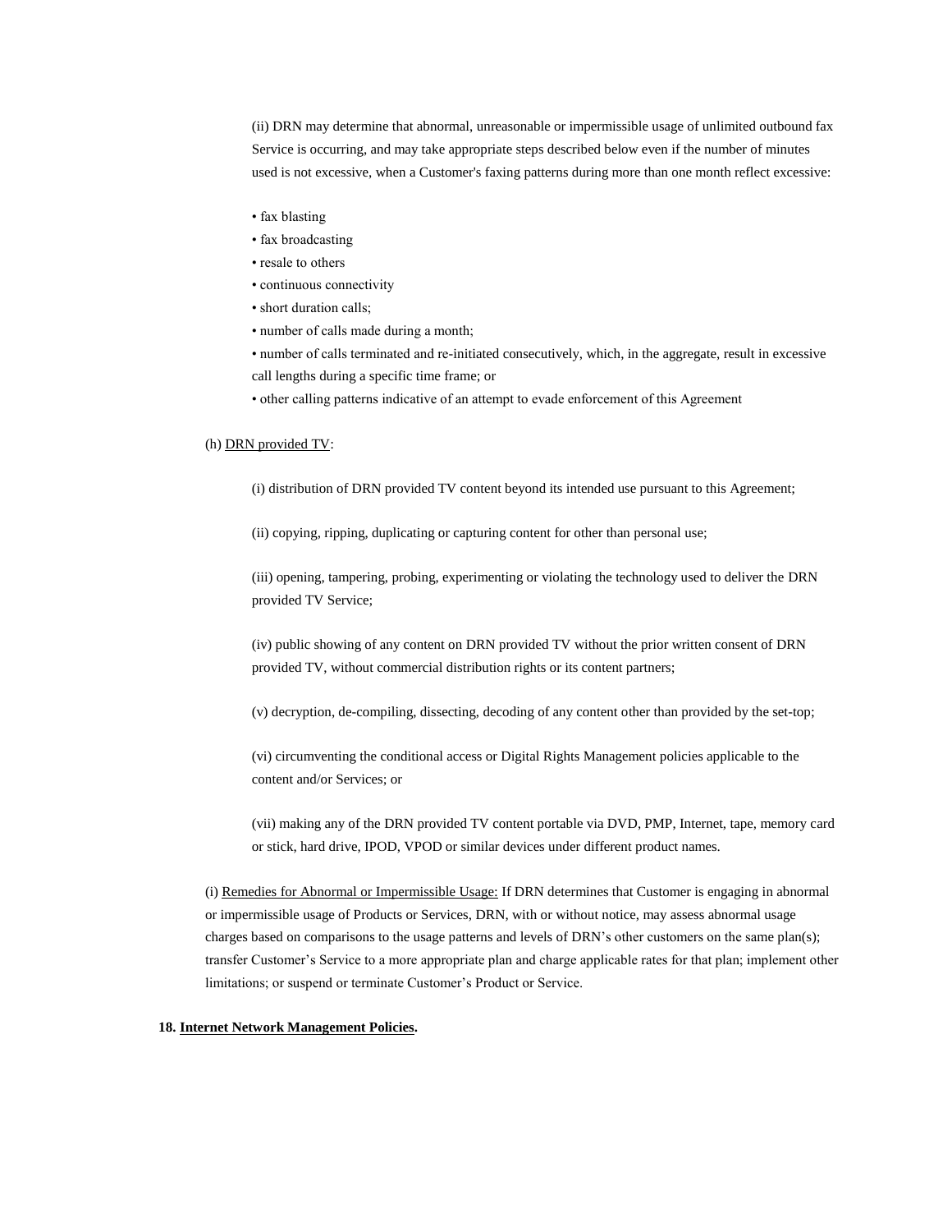(ii) DRN may determine that abnormal, unreasonable or impermissible usage of unlimited outbound fax Service is occurring, and may take appropriate steps described below even if the number of minutes used is not excessive, when a Customer's faxing patterns during more than one month reflect excessive:

- fax blasting
- fax broadcasting
- resale to others
- continuous connectivity
- short duration calls;
- number of calls made during a month;
- number of calls terminated and re-initiated consecutively, which, in the aggregate, result in excessive call lengths during a specific time frame; or
- other calling patterns indicative of an attempt to evade enforcement of this Agreement

(h) DRN provided TV:

(i) distribution of DRN provided TV content beyond its intended use pursuant to this Agreement;

(ii) copying, ripping, duplicating or capturing content for other than personal use;

(iii) opening, tampering, probing, experimenting or violating the technology used to deliver the DRN provided TV Service;

(iv) public showing of any content on DRN provided TV without the prior written consent of DRN provided TV, without commercial distribution rights or its content partners;

(v) decryption, de-compiling, dissecting, decoding of any content other than provided by the set-top;

(vi) circumventing the conditional access or Digital Rights Management policies applicable to the content and/or Services; or

(vii) making any of the DRN provided TV content portable via DVD, PMP, Internet, tape, memory card or stick, hard drive, IPOD, VPOD or similar devices under different product names.

(i) Remedies for Abnormal or Impermissible Usage: If DRN determines that Customer is engaging in abnormal or impermissible usage of Products or Services, DRN, with or without notice, may assess abnormal usage charges based on comparisons to the usage patterns and levels of DRN's other customers on the same plan(s); transfer Customer's Service to a more appropriate plan and charge applicable rates for that plan; implement other limitations; or suspend or terminate Customer's Product or Service.

**18. Internet Network Management Policies.**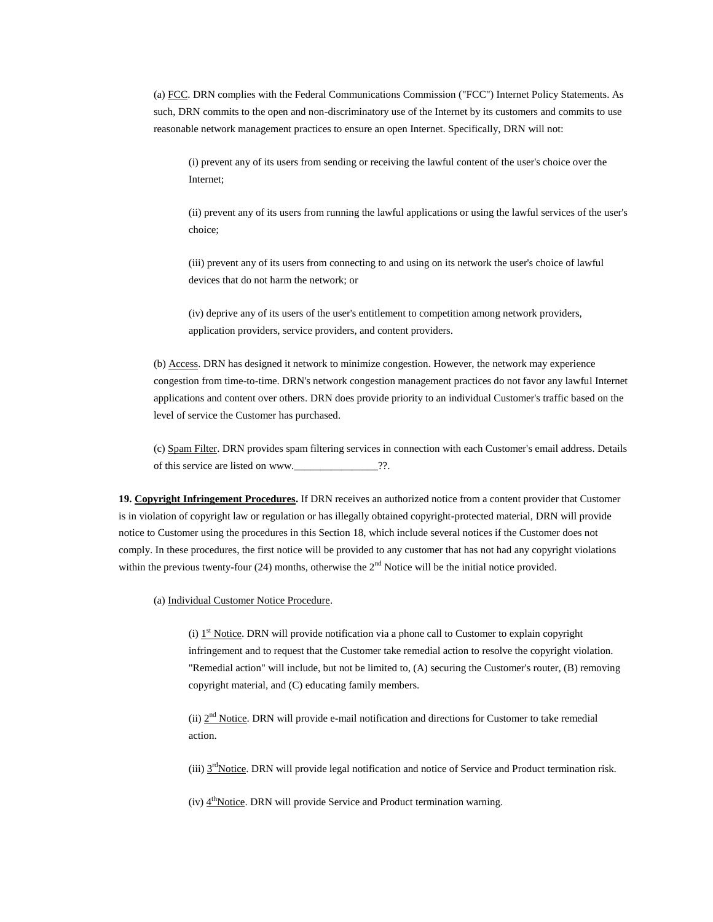(a) <u>FCC</u>. DRN complies with the Federal Communications Commission ("FCC") Internet Policy Statements. As such, DRN commits to the open and non-discriminatory use of the Internet by its customers and commits to use reasonable network management practices to ensure an open Internet. Specifically, DRN will not:

(i) prevent any of its users from sending or receiving the lawful content of the user's choice over the Internet;

(ii) prevent any of its users from running the lawful applications or using the lawful services of the user's choice;

(iii) prevent any of its users from connecting to and using on its network the user's choice of lawful devices that do not harm the network; or

(iv) deprive any of its users of the user's entitlement to competition among network providers, application providers, service providers, and content providers.

(b) <u>Access</u>. DRN has designed it network to minimize congestion. However, the network may experience congestion from time-to-time. DRN's network congestion management practices do not favor any lawful Internet applications and content over others. DRN does provide priority to an individual Customer's traffic based on the level of service the Customer has purchased.

(c) <u>Spam Filter</u>. DRN provides spam filtering services in connection with each Customer's email address. Details of this service are listed on www.________________??.

**19. <u>Copyright Infringement Procedures</u>.** If DRN receives an authorized notice from a content provider that Customer is in violation of copyright law or regulation or has illegally obtained copyright-protected material, DRN will provide notice to Customer using the procedures in this Section 18, which include several notices if the Customer does not comply. In these procedures, the first notice will be provided to any customer that has not had any copyright violations within the previous twenty-four (24) months, otherwise the 2nd Notice will be the initial notice provided.

(a) <u>Individual Customer Notice Procedure</u>.

(i) <u>1st Notice</u>. DRN will provide notification via a phone call to Customer to explain copyright infringement and to request that the Customer take remedial action to resolve the copyright violation. "Remedial action" will include, but not be limited to, (A) securing the Customer's router, (B) removing copyright material, and (C) educating family members.

(ii) <u>2nd Notice</u>. DRN will provide e-mail notification and directions for Customer to take remedial action.

(iii) <u>3rdNotice</u>. DRN will provide legal notification and notice of Service and Product termination risk.

(iv) <u>4thNotice</u>. DRN will provide Service and Product termination warning.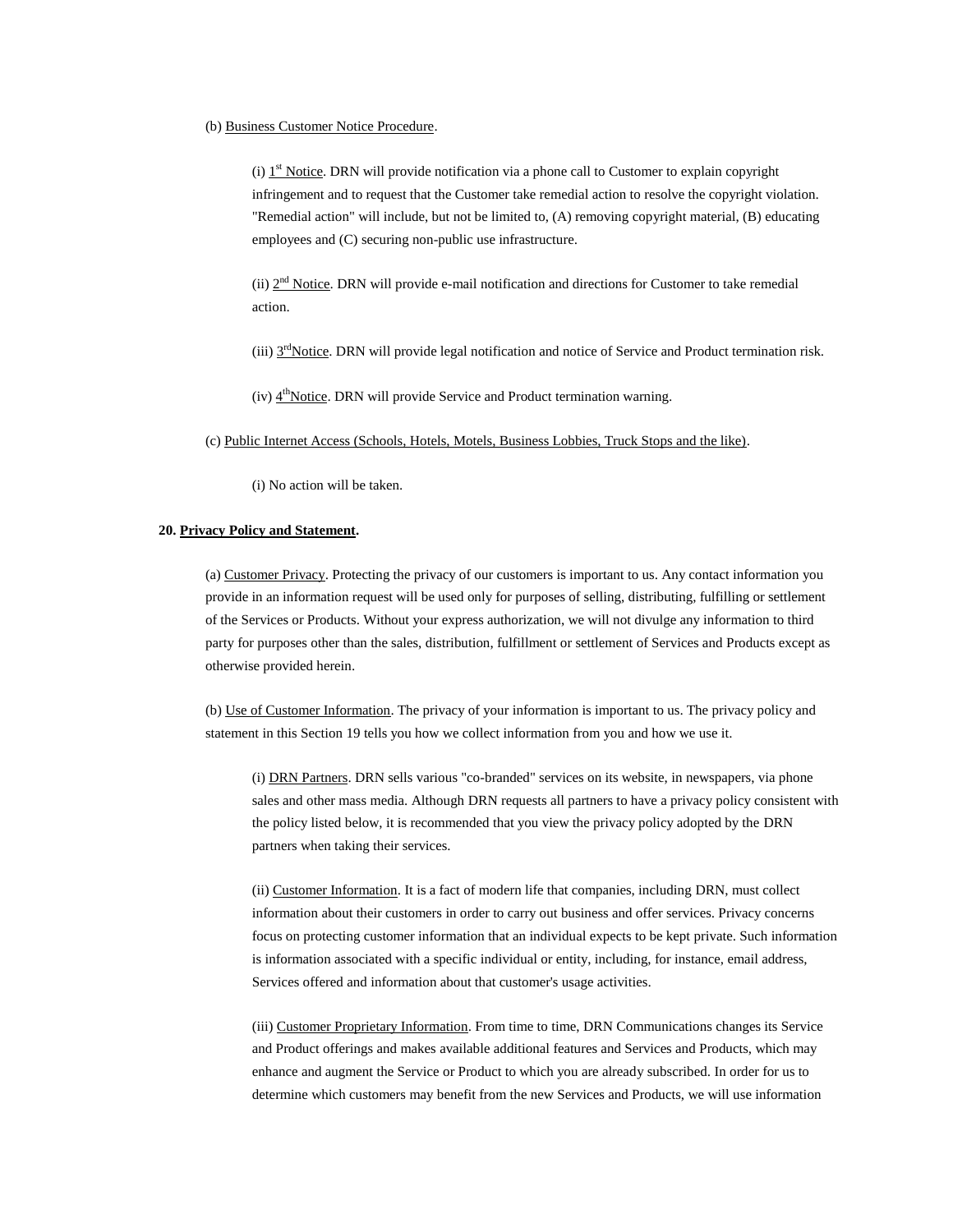(b) Business Customer Notice Procedure.

(i) 1st Notice. DRN will provide notification via a phone call to Customer to explain copyright infringement and to request that the Customer take remedial action to resolve the copyright violation. "Remedial action" will include, but not be limited to, (A) removing copyright material, (B) educating employees and (C) securing non-public use infrastructure.

(ii) 2nd Notice. DRN will provide e-mail notification and directions for Customer to take remedial action.

(iii) 3rd Notice. DRN will provide legal notification and notice of Service and Product termination risk.

(iv) 4th Notice. DRN will provide Service and Product termination warning.

(c) Public Internet Access (Schools, Hotels, Motels, Business Lobbies, Truck Stops and the like).

(i) No action will be taken.

**20. Privacy Policy and Statement.**

(a) Customer Privacy. Protecting the privacy of our customers is important to us. Any contact information you provide in an information request will be used only for purposes of selling, distributing, fulfilling or settlement of the Services or Products. Without your express authorization, we will not divulge any information to third party for purposes other than the sales, distribution, fulfillment or settlement of Services and Products except as otherwise provided herein.

(b) Use of Customer Information. The privacy of your information is important to us. The privacy policy and statement in this Section 19 tells you how we collect information from you and how we use it.

(i) DRN Partners. DRN sells various "co-branded" services on its website, in newspapers, via phone sales and other mass media. Although DRN requests all partners to have a privacy policy consistent with the policy listed below, it is recommended that you view the privacy policy adopted by the DRN partners when taking their services.

(ii) Customer Information. It is a fact of modern life that companies, including DRN, must collect information about their customers in order to carry out business and offer services. Privacy concerns focus on protecting customer information that an individual expects to be kept private. Such information is information associated with a specific individual or entity, including, for instance, email address, Services offered and information about that customer's usage activities.

(iii) Customer Proprietary Information. From time to time, DRN Communications changes its Service and Product offerings and makes available additional features and Services and Products, which may enhance and augment the Service or Product to which you are already subscribed. In order for us to determine which customers may benefit from the new Services and Products, we will use information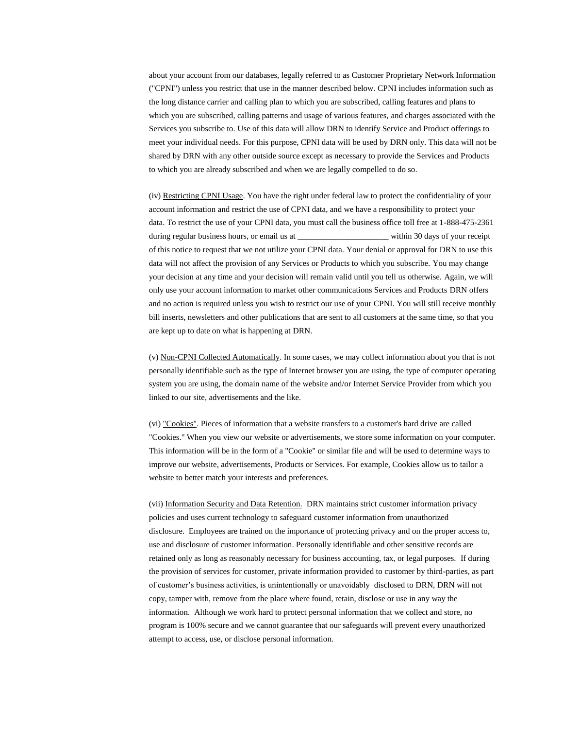about your account from our databases, legally referred to as Customer Proprietary Network Information ("CPNI") unless you restrict that use in the manner described below. CPNI includes information such as the long distance carrier and calling plan to which you are subscribed, calling features and plans to which you are subscribed, calling patterns and usage of various features, and charges associated with the Services you subscribe to. Use of this data will allow DRN to identify Service and Product offerings to meet your individual needs. For this purpose, CPNI data will be used by DRN only. This data will not be shared by DRN with any other outside source except as necessary to provide the Services and Products to which you are already subscribed and when we are legally compelled to do so.

(iv) Restricting CPNI Usage. You have the right under federal law to protect the confidentiality of your account information and restrict the use of CPNI data, and we have a responsibility to protect your data. To restrict the use of your CPNI data, you must call the business office toll free at 1-888-475-2361 during regular business hours, or email us at ______________________ within 30 days of your receipt of this notice to request that we not utilize your CPNI data. Your denial or approval for DRN to use this data will not affect the provision of any Services or Products to which you subscribe. You may change your decision at any time and your decision will remain valid until you tell us otherwise. Again, we will only use your account information to market other communications Services and Products DRN offers and no action is required unless you wish to restrict our use of your CPNI. You will still receive monthly bill inserts, newsletters and other publications that are sent to all customers at the same time, so that you are kept up to date on what is happening at DRN.

(v) Non-CPNI Collected Automatically. In some cases, we may collect information about you that is not personally identifiable such as the type of Internet browser you are using, the type of computer operating system you are using, the domain name of the website and/or Internet Service Provider from which you linked to our site, advertisements and the like.

(vi) "Cookies". Pieces of information that a website transfers to a customer's hard drive are called "Cookies." When you view our website or advertisements, we store some information on your computer. This information will be in the form of a "Cookie" or similar file and will be used to determine ways to improve our website, advertisements, Products or Services. For example, Cookies allow us to tailor a website to better match your interests and preferences.

(vii) Information Security and Data Retention. DRN maintains strict customer information privacy policies and uses current technology to safeguard customer information from unauthorized disclosure. Employees are trained on the importance of protecting privacy and on the proper access to, use and disclosure of customer information. Personally identifiable and other sensitive records are retained only as long as reasonably necessary for business accounting, tax, or legal purposes. If during the provision of services for customer, private information provided to customer by third-parties, as part of customer's business activities, is unintentionally or unavoidably disclosed to DRN, DRN will not copy, tamper with, remove from the place where found, retain, disclose or use in any way the information. Although we work hard to protect personal information that we collect and store, no program is 100% secure and we cannot guarantee that our safeguards will prevent every unauthorized attempt to access, use, or disclose personal information.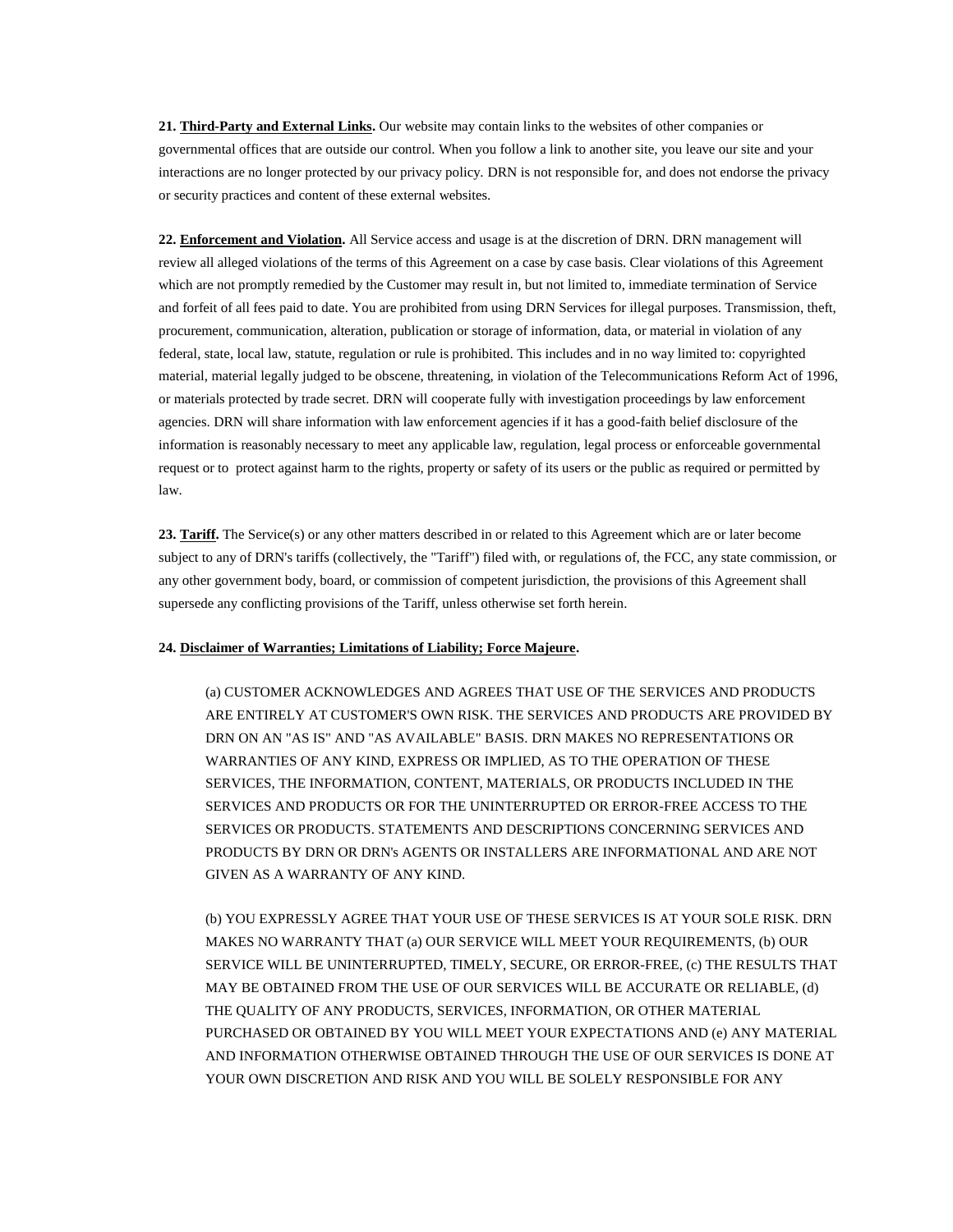**21. Third-Party and External Links.** Our website may contain links to the websites of other companies or governmental offices that are outside our control. When you follow a link to another site, you leave our site and your interactions are no longer protected by our privacy policy. DRN is not responsible for, and does not endorse the privacy or security practices and content of these external websites.

**22. Enforcement and Violation.** All Service access and usage is at the discretion of DRN. DRN management will review all alleged violations of the terms of this Agreement on a case by case basis. Clear violations of this Agreement which are not promptly remedied by the Customer may result in, but not limited to, immediate termination of Service and forfeit of all fees paid to date. You are prohibited from using DRN Services for illegal purposes. Transmission, theft, procurement, communication, alteration, publication or storage of information, data, or material in violation of any federal, state, local law, statute, regulation or rule is prohibited. This includes and in no way limited to: copyrighted material, material legally judged to be obscene, threatening, in violation of the Telecommunications Reform Act of 1996, or materials protected by trade secret. DRN will cooperate fully with investigation proceedings by law enforcement agencies. DRN will share information with law enforcement agencies if it has a good-faith belief disclosure of the information is reasonably necessary to meet any applicable law, regulation, legal process or enforceable governmental request or to protect against harm to the rights, property or safety of its users or the public as required or permitted by law.

**23. Tariff.** The Service(s) or any other matters described in or related to this Agreement which are or later become subject to any of DRN's tariffs (collectively, the "Tariff") filed with, or regulations of, the FCC, any state commission, or any other government body, board, or commission of competent jurisdiction, the provisions of this Agreement shall supersede any conflicting provisions of the Tariff, unless otherwise set forth herein.

**24. Disclaimer of Warranties; Limitations of Liability; Force Majeure.**

(a) CUSTOMER ACKNOWLEDGES AND AGREES THAT USE OF THE SERVICES AND PRODUCTS ARE ENTIRELY AT CUSTOMER'S OWN RISK. THE SERVICES AND PRODUCTS ARE PROVIDED BY DRN ON AN "AS IS" AND "AS AVAILABLE" BASIS. DRN MAKES NO REPRESENTATIONS OR WARRANTIES OF ANY KIND, EXPRESS OR IMPLIED, AS TO THE OPERATION OF THESE SERVICES, THE INFORMATION, CONTENT, MATERIALS, OR PRODUCTS INCLUDED IN THE SERVICES AND PRODUCTS OR FOR THE UNINTERRUPTED OR ERROR-FREE ACCESS TO THE SERVICES OR PRODUCTS. STATEMENTS AND DESCRIPTIONS CONCERNING SERVICES AND PRODUCTS BY DRN OR DRN's AGENTS OR INSTALLERS ARE INFORMATIONAL AND ARE NOT GIVEN AS A WARRANTY OF ANY KIND.

(b) YOU EXPRESSLY AGREE THAT YOUR USE OF THESE SERVICES IS AT YOUR SOLE RISK. DRN MAKES NO WARRANTY THAT (a) OUR SERVICE WILL MEET YOUR REQUIREMENTS, (b) OUR SERVICE WILL BE UNINTERRUPTED, TIMELY, SECURE, OR ERROR-FREE, (c) THE RESULTS THAT MAY BE OBTAINED FROM THE USE OF OUR SERVICES WILL BE ACCURATE OR RELIABLE, (d) THE QUALITY OF ANY PRODUCTS, SERVICES, INFORMATION, OR OTHER MATERIAL PURCHASED OR OBTAINED BY YOU WILL MEET YOUR EXPECTATIONS AND (e) ANY MATERIAL AND INFORMATION OTHERWISE OBTAINED THROUGH THE USE OF OUR SERVICES IS DONE AT YOUR OWN DISCRETION AND RISK AND YOU WILL BE SOLELY RESPONSIBLE FOR ANY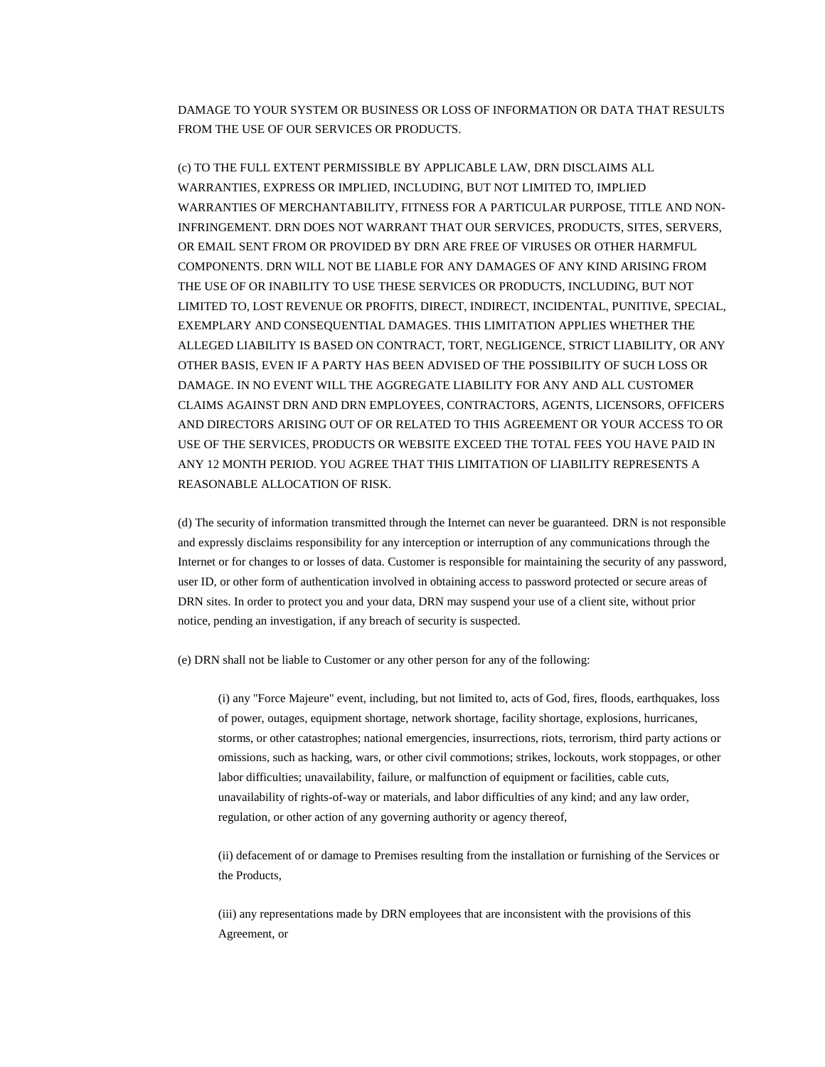DAMAGE TO YOUR SYSTEM OR BUSINESS OR LOSS OF INFORMATION OR DATA THAT RESULTS FROM THE USE OF OUR SERVICES OR PRODUCTS.

(c) TO THE FULL EXTENT PERMISSIBLE BY APPLICABLE LAW, DRN DISCLAIMS ALL WARRANTIES, EXPRESS OR IMPLIED, INCLUDING, BUT NOT LIMITED TO, IMPLIED WARRANTIES OF MERCHANTABILITY, FITNESS FOR A PARTICULAR PURPOSE, TITLE AND NON-INFRINGEMENT. DRN DOES NOT WARRANT THAT OUR SERVICES, PRODUCTS, SITES, SERVERS, OR EMAIL SENT FROM OR PROVIDED BY DRN ARE FREE OF VIRUSES OR OTHER HARMFUL COMPONENTS. DRN WILL NOT BE LIABLE FOR ANY DAMAGES OF ANY KIND ARISING FROM THE USE OF OR INABILITY TO USE THESE SERVICES OR PRODUCTS, INCLUDING, BUT NOT LIMITED TO, LOST REVENUE OR PROFITS, DIRECT, INDIRECT, INCIDENTAL, PUNITIVE, SPECIAL, EXEMPLARY AND CONSEQUENTIAL DAMAGES. THIS LIMITATION APPLIES WHETHER THE ALLEGED LIABILITY IS BASED ON CONTRACT, TORT, NEGLIGENCE, STRICT LIABILITY, OR ANY OTHER BASIS, EVEN IF A PARTY HAS BEEN ADVISED OF THE POSSIBILITY OF SUCH LOSS OR DAMAGE. IN NO EVENT WILL THE AGGREGATE LIABILITY FOR ANY AND ALL CUSTOMER CLAIMS AGAINST DRN AND DRN EMPLOYEES, CONTRACTORS, AGENTS, LICENSORS, OFFICERS AND DIRECTORS ARISING OUT OF OR RELATED TO THIS AGREEMENT OR YOUR ACCESS TO OR USE OF THE SERVICES, PRODUCTS OR WEBSITE EXCEED THE TOTAL FEES YOU HAVE PAID IN ANY 12 MONTH PERIOD. YOU AGREE THAT THIS LIMITATION OF LIABILITY REPRESENTS A REASONABLE ALLOCATION OF RISK.

(d) The security of information transmitted through the Internet can never be guaranteed. DRN is not responsible and expressly disclaims responsibility for any interception or interruption of any communications through the Internet or for changes to or losses of data. Customer is responsible for maintaining the security of any password, user ID, or other form of authentication involved in obtaining access to password protected or secure areas of DRN sites. In order to protect you and your data, DRN may suspend your use of a client site, without prior notice, pending an investigation, if any breach of security is suspected.

(e) DRN shall not be liable to Customer or any other person for any of the following:

> (i) any "Force Majeure" event, including, but not limited to, acts of God, fires, floods, earthquakes, loss of power, outages, equipment shortage, network shortage, facility shortage, explosions, hurricanes, storms, or other catastrophes; national emergencies, insurrections, riots, terrorism, third party actions or omissions, such as hacking, wars, or other civil commotions; strikes, lockouts, work stoppages, or other labor difficulties; unavailability, failure, or malfunction of equipment or facilities, cable cuts, unavailability of rights-of-way or materials, and labor difficulties of any kind; and any law order, regulation, or other action of any governing authority or agency thereof,
>
> (ii) defacement of or damage to Premises resulting from the installation or furnishing of the Services or the Products,
>
> (iii) any representations made by DRN employees that are inconsistent with the provisions of this Agreement, or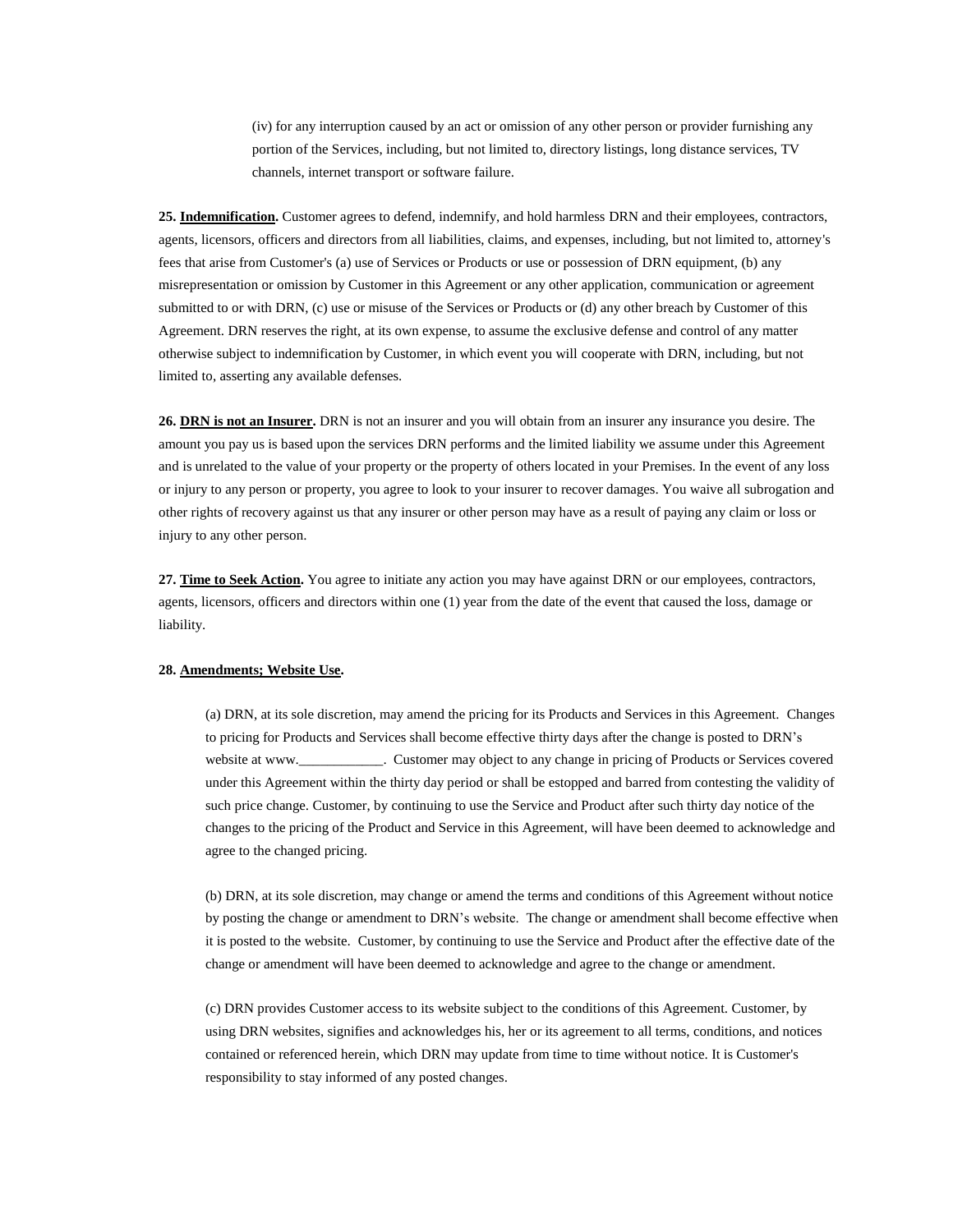(iv) for any interruption caused by an act or omission of any other person or provider furnishing any portion of the Services, including, but not limited to, directory listings, long distance services, TV channels, internet transport or software failure.

**25. Indemnification.** Customer agrees to defend, indemnify, and hold harmless DRN and their employees, contractors, agents, licensors, officers and directors from all liabilities, claims, and expenses, including, but not limited to, attorney's fees that arise from Customer's (a) use of Services or Products or use or possession of DRN equipment, (b) any misrepresentation or omission by Customer in this Agreement or any other application, communication or agreement submitted to or with DRN, (c) use or misuse of the Services or Products or (d) any other breach by Customer of this Agreement. DRN reserves the right, at its own expense, to assume the exclusive defense and control of any matter otherwise subject to indemnification by Customer, in which event you will cooperate with DRN, including, but not limited to, asserting any available defenses.

**26. DRN is not an Insurer.** DRN is not an insurer and you will obtain from an insurer any insurance you desire. The amount you pay us is based upon the services DRN performs and the limited liability we assume under this Agreement and is unrelated to the value of your property or the property of others located in your Premises. In the event of any loss or injury to any person or property, you agree to look to your insurer to recover damages. You waive all subrogation and other rights of recovery against us that any insurer or other person may have as a result of paying any claim or loss or injury to any other person.

**27. Time to Seek Action.** You agree to initiate any action you may have against DRN or our employees, contractors, agents, licensors, officers and directors within one (1) year from the date of the event that caused the loss, damage or liability.

**28. Amendments; Website Use.**

(a) DRN, at its sole discretion, may amend the pricing for its Products and Services in this Agreement. Changes to pricing for Products and Services shall become effective thirty days after the change is posted to DRN's website at www.____________. Customer may object to any change in pricing of Products or Services covered under this Agreement within the thirty day period or shall be estopped and barred from contesting the validity of such price change. Customer, by continuing to use the Service and Product after such thirty day notice of the changes to the pricing of the Product and Service in this Agreement, will have been deemed to acknowledge and agree to the changed pricing.

(b) DRN, at its sole discretion, may change or amend the terms and conditions of this Agreement without notice by posting the change or amendment to DRN's website. The change or amendment shall become effective when it is posted to the website. Customer, by continuing to use the Service and Product after the effective date of the change or amendment will have been deemed to acknowledge and agree to the change or amendment.

(c) DRN provides Customer access to its website subject to the conditions of this Agreement. Customer, by using DRN websites, signifies and acknowledges his, her or its agreement to all terms, conditions, and notices contained or referenced herein, which DRN may update from time to time without notice. It is Customer's responsibility to stay informed of any posted changes.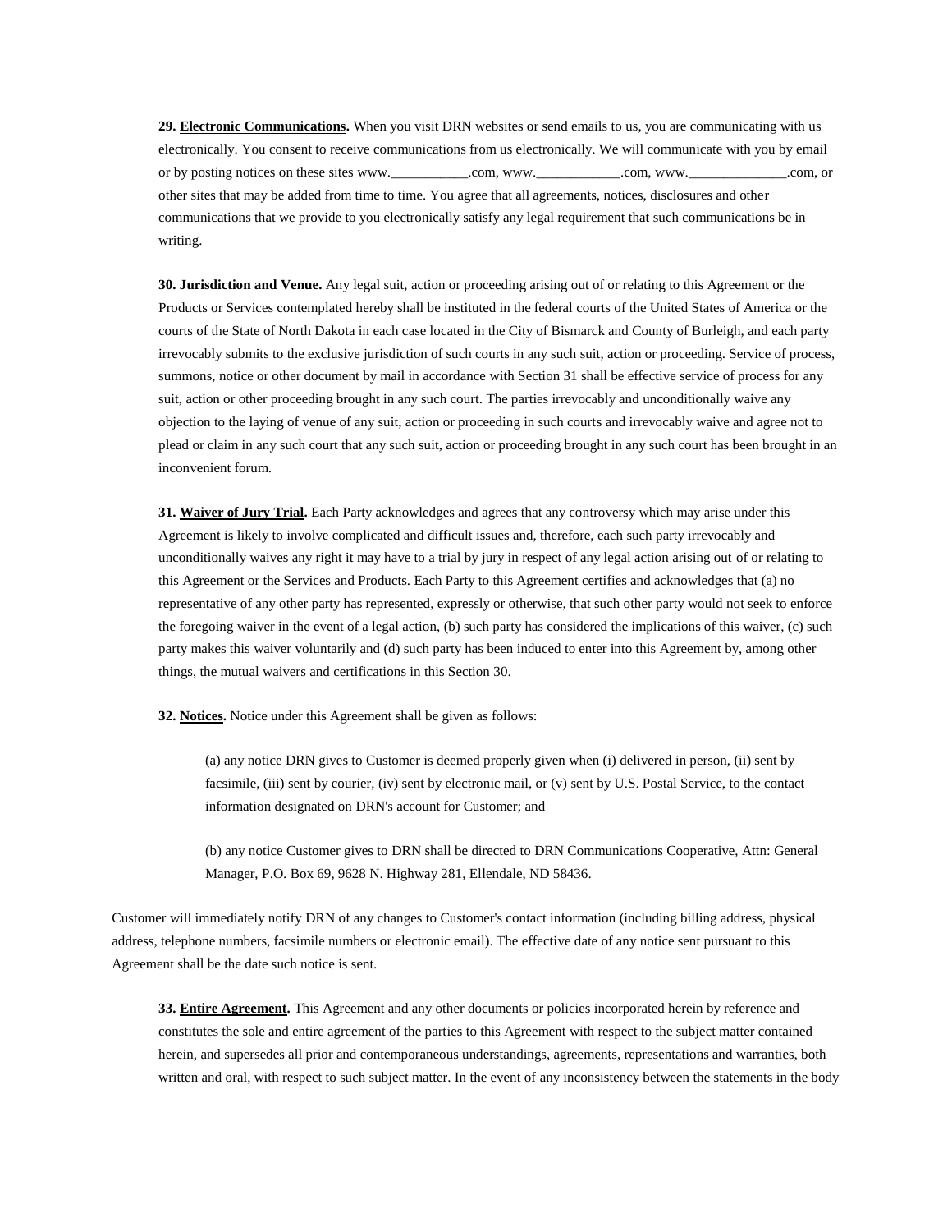**29. <u>Electronic Communications</u>.** When you visit DRN websites or send emails to us, you are communicating with us electronically. You consent to receive communications from us electronically. We will communicate with you by email or by posting notices on these sites www.___________.com, www.____________.com, www.______________.com, or other sites that may be added from time to time. You agree that all agreements, notices, disclosures and other communications that we provide to you electronically satisfy any legal requirement that such communications be in writing.

**30. <u>Jurisdiction and Venue</u>.** Any legal suit, action or proceeding arising out of or relating to this Agreement or the Products or Services contemplated hereby shall be instituted in the federal courts of the United States of America or the courts of the State of North Dakota in each case located in the City of Bismarck and County of Burleigh, and each party irrevocably submits to the exclusive jurisdiction of such courts in any such suit, action or proceeding. Service of process, summons, notice or other document by mail in accordance with Section 31 shall be effective service of process for any suit, action or other proceeding brought in any such court. The parties irrevocably and unconditionally waive any objection to the laying of venue of any suit, action or proceeding in such courts and irrevocably waive and agree not to plead or claim in any such court that any such suit, action or proceeding brought in any such court has been brought in an inconvenient forum.

**31. <u>Waiver of Jury Trial</u>.** Each Party acknowledges and agrees that any controversy which may arise under this Agreement is likely to involve complicated and difficult issues and, therefore, each such party irrevocably and unconditionally waives any right it may have to a trial by jury in respect of any legal action arising out of or relating to this Agreement or the Services and Products. Each Party to this Agreement certifies and acknowledges that (a) no representative of any other party has represented, expressly or otherwise, that such other party would not seek to enforce the foregoing waiver in the event of a legal action, (b) such party has considered the implications of this waiver, (c) such party makes this waiver voluntarily and (d) such party has been induced to enter into this Agreement by, among other things, the mutual waivers and certifications in this Section 30.

**32. <u>Notices</u>.** Notice under this Agreement shall be given as follows:

> (a) any notice DRN gives to Customer is deemed properly given when (i) delivered in person, (ii) sent by facsimile, (iii) sent by courier, (iv) sent by electronic mail, or (v) sent by U.S. Postal Service, to the contact information designated on DRN's account for Customer; and
>
> (b) any notice Customer gives to DRN shall be directed to DRN Communications Cooperative, Attn: General Manager, P.O. Box 69, 9628 N. Highway 281, Ellendale, ND 58436.

Customer will immediately notify DRN of any changes to Customer's contact information (including billing address, physical address, telephone numbers, facsimile numbers or electronic email). The effective date of any notice sent pursuant to this Agreement shall be the date such notice is sent.

**33. <u>Entire Agreement</u>.** This Agreement and any other documents or policies incorporated herein by reference and constitutes the sole and entire agreement of the parties to this Agreement with respect to the subject matter contained herein, and supersedes all prior and contemporaneous understandings, agreements, representations and warranties, both written and oral, with respect to such subject matter. In the event of any inconsistency between the statements in the body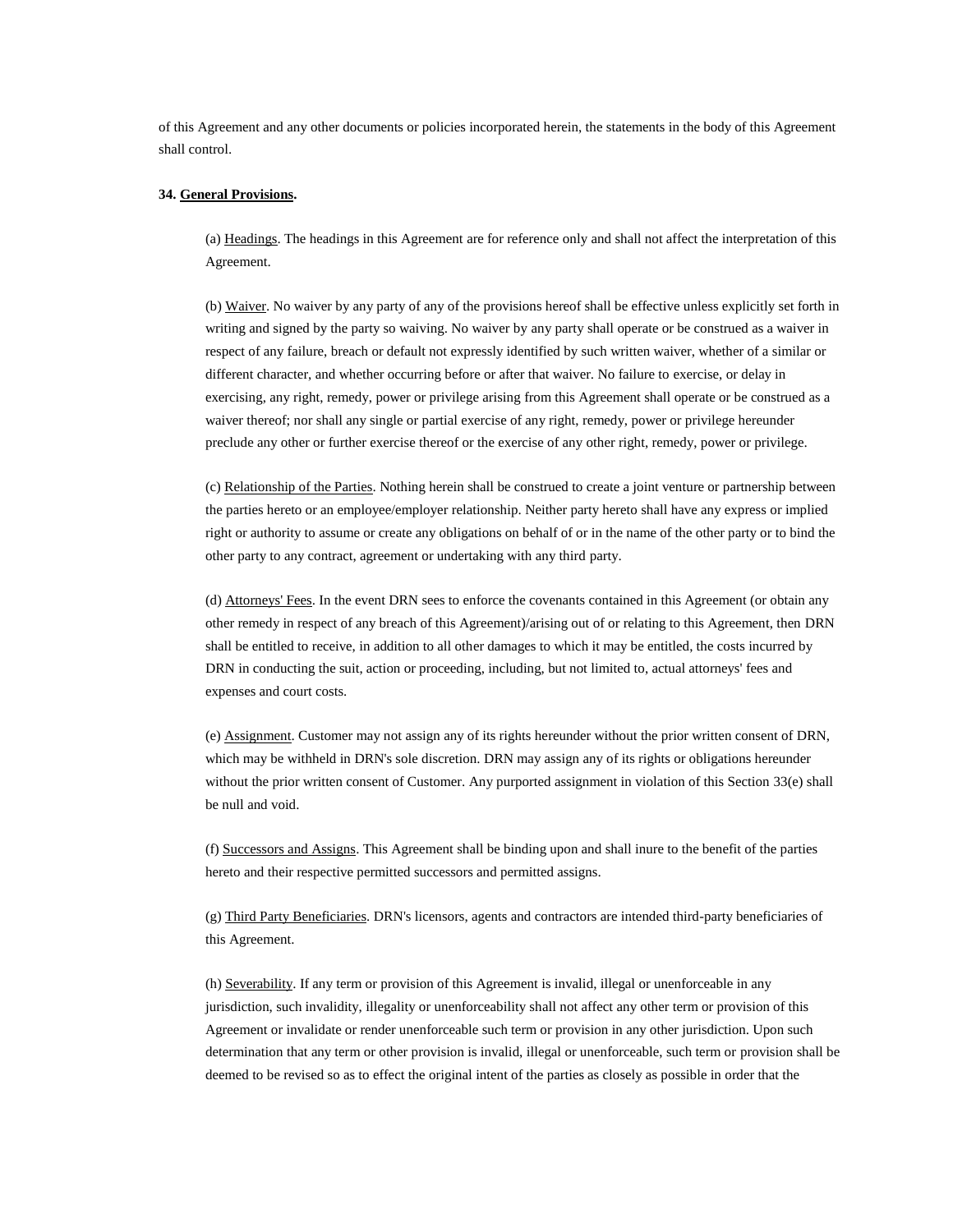of this Agreement and any other documents or policies incorporated herein, the statements in the body of this Agreement shall control.

**34. <u>General Provisions</u>.**

(a) <u>Headings</u>. The headings in this Agreement are for reference only and shall not affect the interpretation of this Agreement.

(b) <u>Waiver</u>. No waiver by any party of any of the provisions hereof shall be effective unless explicitly set forth in writing and signed by the party so waiving. No waiver by any party shall operate or be construed as a waiver in respect of any failure, breach or default not expressly identified by such written waiver, whether of a similar or different character, and whether occurring before or after that waiver. No failure to exercise, or delay in exercising, any right, remedy, power or privilege arising from this Agreement shall operate or be construed as a waiver thereof; nor shall any single or partial exercise of any right, remedy, power or privilege hereunder preclude any other or further exercise thereof or the exercise of any other right, remedy, power or privilege.

(c) <u>Relationship of the Parties</u>. Nothing herein shall be construed to create a joint venture or partnership between the parties hereto or an employee/employer relationship. Neither party hereto shall have any express or implied right or authority to assume or create any obligations on behalf of or in the name of the other party or to bind the other party to any contract, agreement or undertaking with any third party.

(d) <u>Attorneys' Fees</u>. In the event DRN sees to enforce the covenants contained in this Agreement (or obtain any other remedy in respect of any breach of this Agreement)/arising out of or relating to this Agreement, then DRN shall be entitled to receive, in addition to all other damages to which it may be entitled, the costs incurred by DRN in conducting the suit, action or proceeding, including, but not limited to, actual attorneys' fees and expenses and court costs.

(e) <u>Assignment</u>. Customer may not assign any of its rights hereunder without the prior written consent of DRN, which may be withheld in DRN's sole discretion. DRN may assign any of its rights or obligations hereunder without the prior written consent of Customer. Any purported assignment in violation of this Section 33(e) shall be null and void.

(f) <u>Successors and Assigns</u>. This Agreement shall be binding upon and shall inure to the benefit of the parties hereto and their respective permitted successors and permitted assigns.

(g) <u>Third Party Beneficiaries</u>. DRN's licensors, agents and contractors are intended third-party beneficiaries of this Agreement.

(h) <u>Severability</u>. If any term or provision of this Agreement is invalid, illegal or unenforceable in any jurisdiction, such invalidity, illegality or unenforceability shall not affect any other term or provision of this Agreement or invalidate or render unenforceable such term or provision in any other jurisdiction. Upon such determination that any term or other provision is invalid, illegal or unenforceable, such term or provision shall be deemed to be revised so as to effect the original intent of the parties as closely as possible in order that the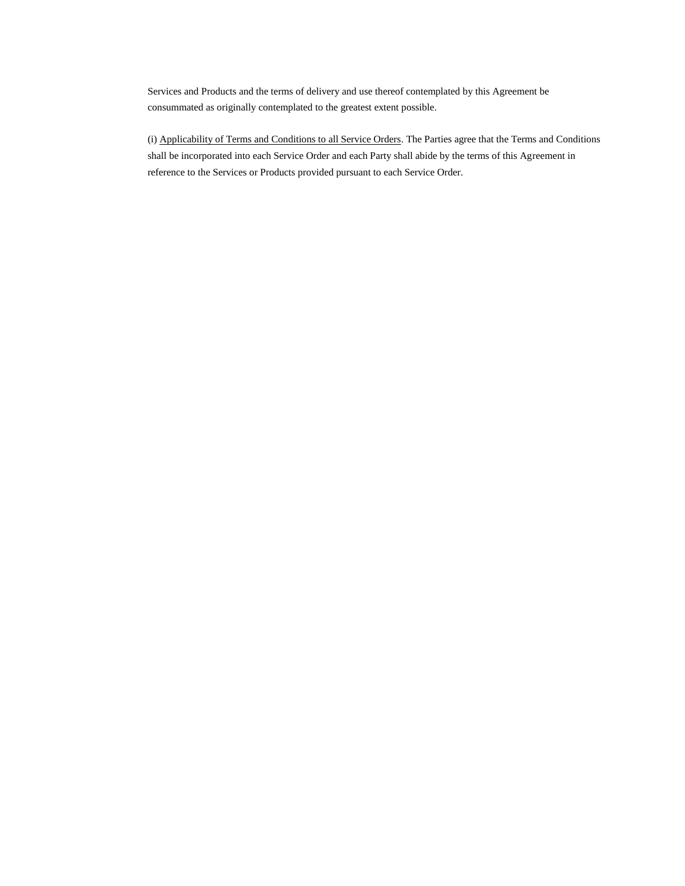Services and Products and the terms of delivery and use thereof contemplated by this Agreement be consummated as originally contemplated to the greatest extent possible.

(i) Applicability of Terms and Conditions to all Service Orders. The Parties agree that the Terms and Conditions shall be incorporated into each Service Order and each Party shall abide by the terms of this Agreement in reference to the Services or Products provided pursuant to each Service Order.